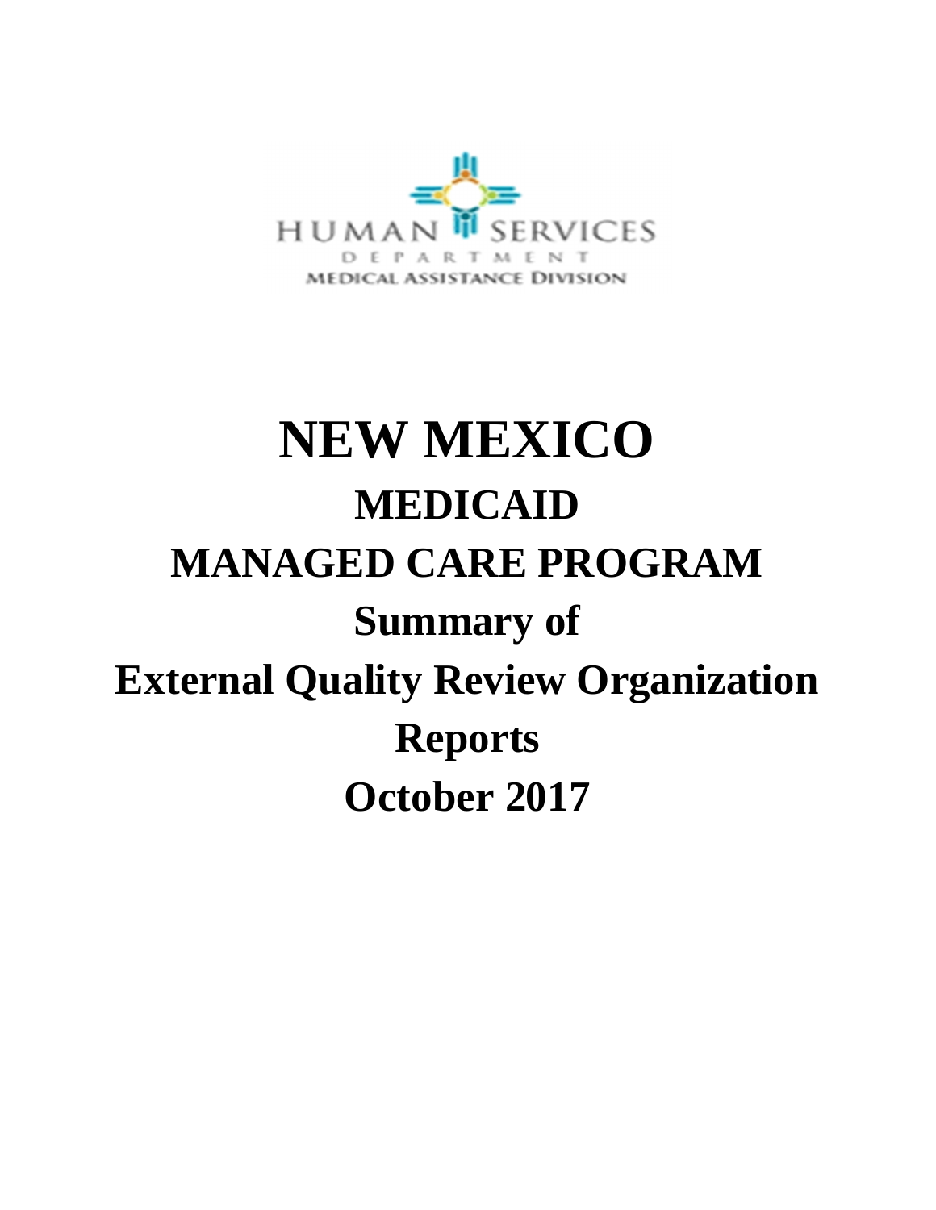HUMAN SERVICES
DEPARTMENT
MEDICAL ASSISTANCE DIVISION

# NEW MEXICO

## MEDICAID

## MANAGED CARE PROGRAM

## Summary of

## External Quality Review Organization

## Reports

## October 2017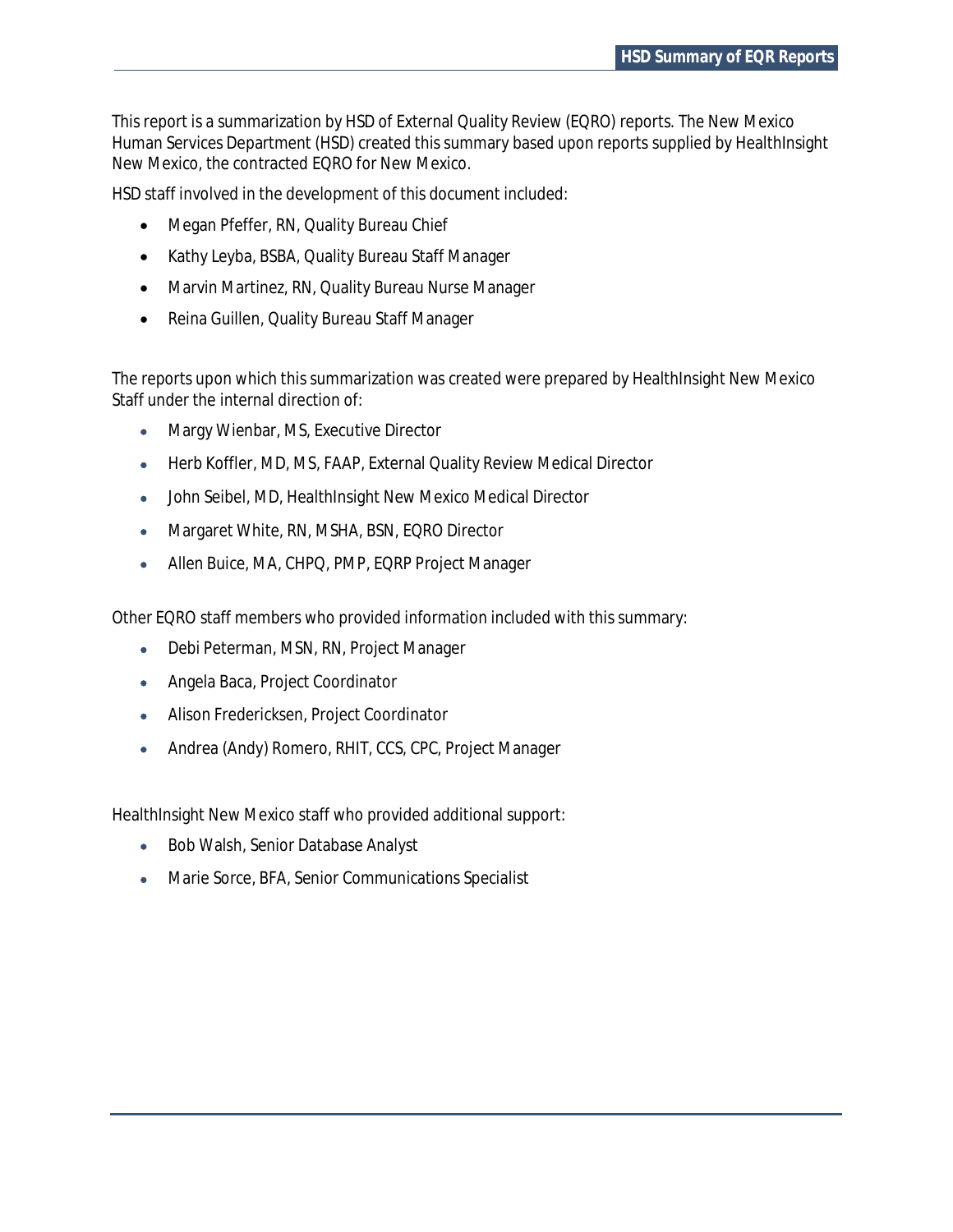This report is a summarization by HSD of External Quality Review (EQRO) reports. The New Mexico Human Services Department (HSD) created this summary based upon reports supplied by HealthInsight New Mexico, the contracted EQRO for New Mexico.

HSD staff involved in the development of this document included:

- Megan Pfeffer, RN, Quality Bureau Chief
- Kathy Leyba, BSBA, Quality Bureau Staff Manager
- Marvin Martinez, RN, Quality Bureau Nurse Manager
- Reina Guillen, Quality Bureau Staff Manager

The reports upon which this summarization was created were prepared by HealthInsight New Mexico Staff under the internal direction of:

- Margy Wienbar, MS, Executive Director
- Herb Koffler, MD, MS, FAAP, External Quality Review Medical Director
- John Seibel, MD, HealthInsight New Mexico Medical Director
- Margaret White, RN, MSHA, BSN, EQRO Director
- Allen Buice, MA, CHPQ, PMP, EQRP Project Manager

Other EQRO staff members who provided information included with this summary:

- Debi Peterman, MSN, RN, Project Manager
- Angela Baca, Project Coordinator
- Alison Fredericksen, Project Coordinator
- Andrea (Andy) Romero, RHIT, CCS, CPC, Project Manager

HealthInsight New Mexico staff who provided additional support:

- Bob Walsh, Senior Database Analyst
- Marie Sorce, BFA, Senior Communications Specialist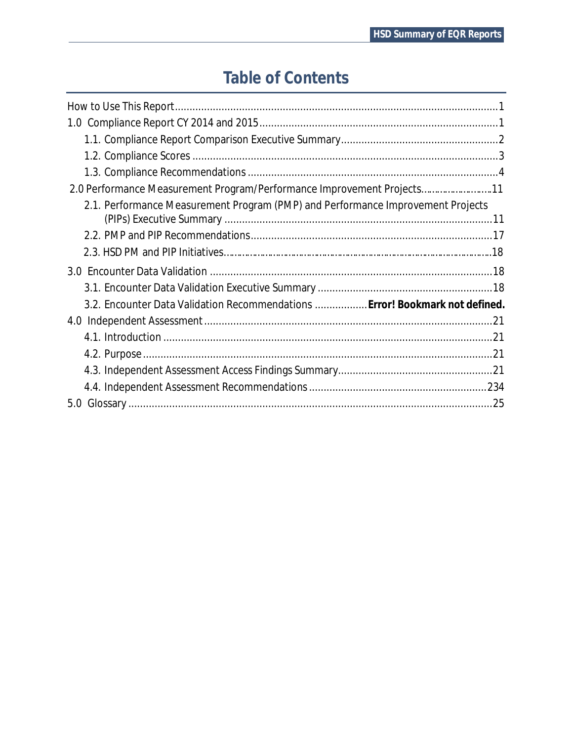# Table of Contents

How to Use This Report ..... 1

1.0 Compliance Report CY 2014 and 2015 ..... 1

- 1.1. Compliance Report Comparison Executive Summary ..... 2
- 1.2. Compliance Scores ..... 3
- 1.3. Compliance Recommendations ..... 4

2.0 Performance Measurement Program/Performance Improvement Projects ..... 11

- 2.1. Performance Measurement Program (PMP) and Performance Improvement Projects (PIPs) Executive Summary ..... 11
- 2.2. PMP and PIP Recommendations ..... 17
- 2.3. HSD PM and PIP Initiatives ..... 18

3.0 Encounter Data Validation ..... 18

- 3.1. Encounter Data Validation Executive Summary ..... 18
- 3.2. Encounter Data Validation Recommendations ..... **Error! Bookmark not defined.**

4.0 Independent Assessment ..... 21

- 4.1. Introduction ..... 21
- 4.2. Purpose ..... 21
- 4.3. Independent Assessment Access Findings Summary ..... 21
- 4.4. Independent Assessment Recommendations ..... 234

5.0 Glossary ..... 25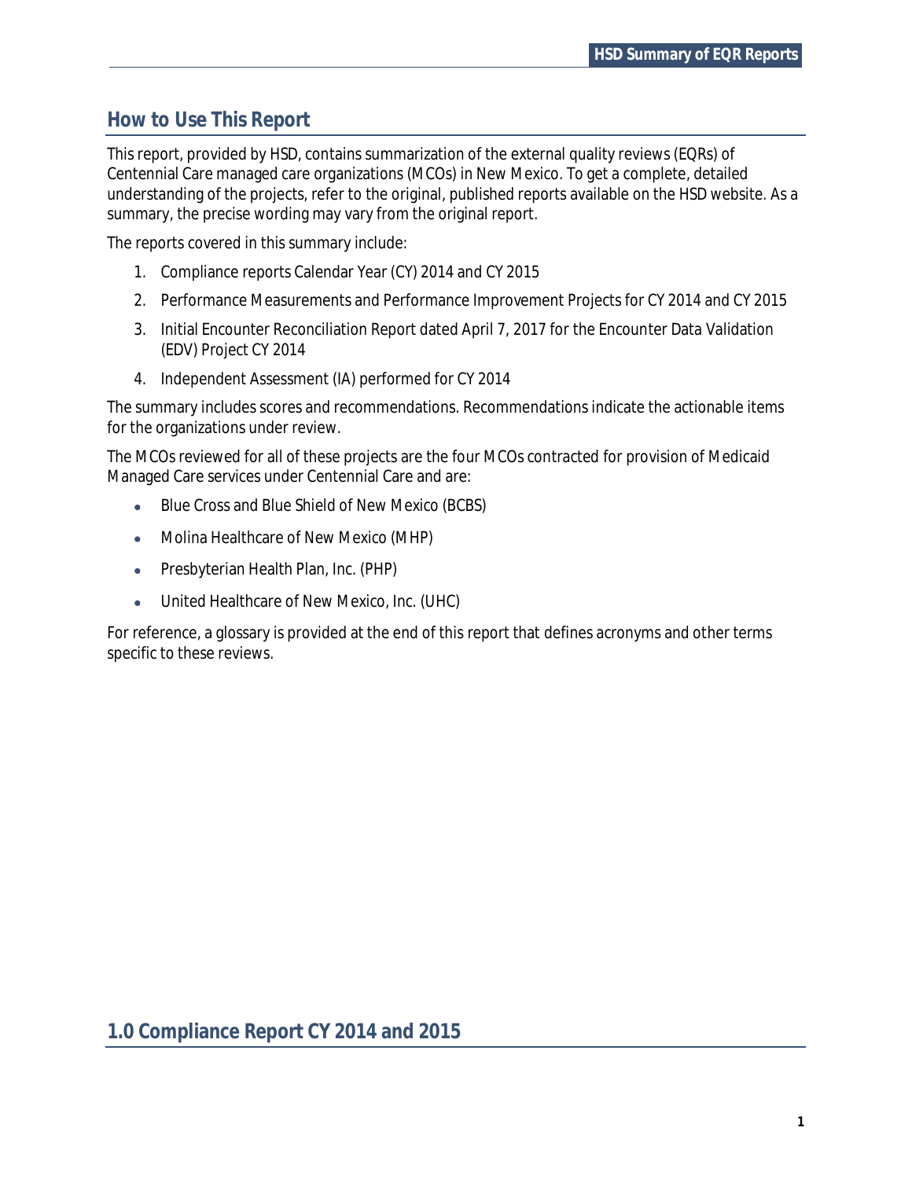## How to Use This Report

This report, provided by HSD, contains summarization of the external quality reviews (EQRs) of Centennial Care managed care organizations (MCOs) in New Mexico. To get a complete, detailed understanding of the projects, refer to the original, published reports available on the HSD website. As a summary, the precise wording may vary from the original report.

The reports covered in this summary include:

1. Compliance reports Calendar Year (CY) 2014 and CY 2015
2. Performance Measurements and Performance Improvement Projects for CY 2014 and CY 2015
3. Initial Encounter Reconciliation Report dated April 7, 2017 for the Encounter Data Validation (EDV) Project CY 2014
4. Independent Assessment (IA) performed for CY 2014

The summary includes scores and recommendations. Recommendations indicate the actionable items for the organizations under review.

The MCOs reviewed for all of these projects are the four MCOs contracted for provision of Medicaid Managed Care services under Centennial Care and are:

- Blue Cross and Blue Shield of New Mexico (BCBS)
- Molina Healthcare of New Mexico (MHP)
- Presbyterian Health Plan, Inc. (PHP)
- United Healthcare of New Mexico, Inc. (UHC)

For reference, a glossary is provided at the end of this report that defines acronyms and other terms specific to these reviews.

## 1.0 Compliance Report CY 2014 and 2015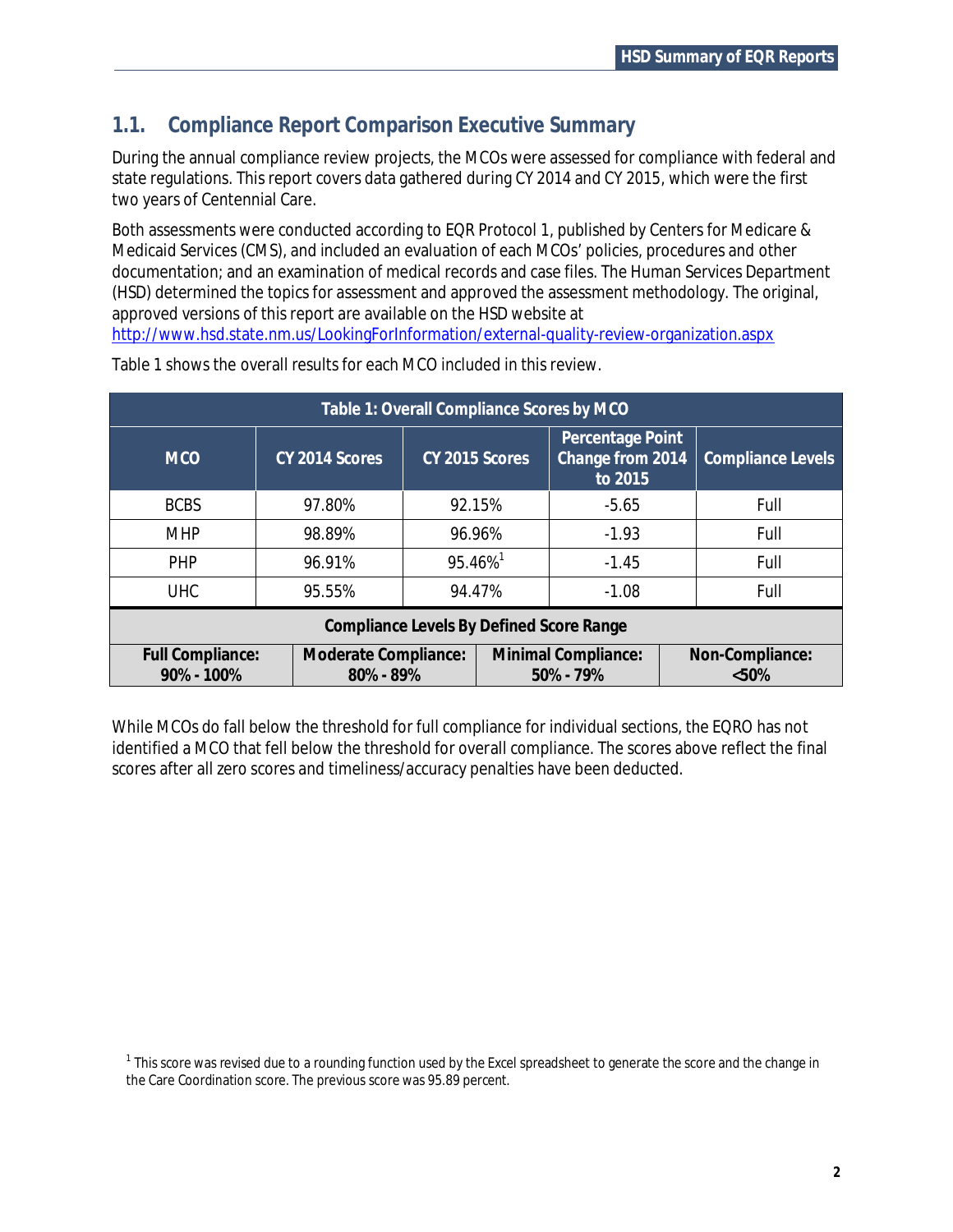## 1.1. Compliance Report Comparison Executive Summary

During the annual compliance review projects, the MCOs were assessed for compliance with federal and state regulations. This report covers data gathered during CY 2014 and CY 2015, which were the first two years of Centennial Care.

Both assessments were conducted according to EQR Protocol 1, published by Centers for Medicare & Medicaid Services (CMS), and included an evaluation of each MCOs' policies, procedures and other documentation; and an examination of medical records and case files. The Human Services Department (HSD) determined the topics for assessment and approved the assessment methodology. The original, approved versions of this report are available on the HSD website at http://www.hsd.state.nm.us/LookingForInformation/external-quality-review-organization.aspx

Table 1 shows the overall results for each MCO included in this review.

| Table 1: Overall Compliance Scores by MCO | | | | |
|---|---|---|---|---|
| **MCO** | **CY 2014 Scores** | **CY 2015 Scores** | **Percentage Point Change from 2014 to 2015** | **Compliance Levels** |
| BCBS | 97.80% | 92.15% | -5.65 | Full |
| MHP | 98.89% | 96.96% | -1.93 | Full |
| PHP | 96.91% | 95.46%[1] | -1.45 | Full |
| UHC | 95.55% | 94.47% | -1.08 | Full |

| Compliance Levels By Defined Score Range | | | |
|---|---|---|---|
| **Full Compliance: 90% - 100%** | **Moderate Compliance: 80% - 89%** | **Minimal Compliance: 50% - 79%** | **Non-Compliance: <50%** |

While MCOs do fall below the threshold for full compliance for individual sections, the EQRO has not identified a MCO that fell below the threshold for overall compliance. The scores above reflect the final scores after all zero scores and timeliness/accuracy penalties have been deducted.

[1] This score was revised due to a rounding function used by the Excel spreadsheet to generate the score and the change in the Care Coordination score. The previous score was 95.89 percent.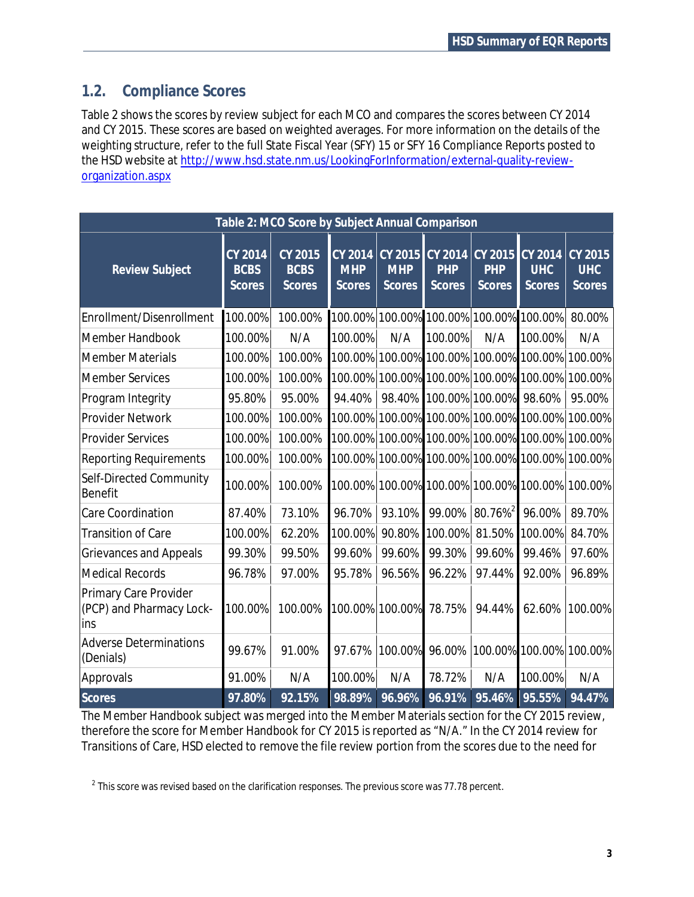## 1.2. Compliance Scores

Table 2 shows the scores by review subject for each MCO and compares the scores between CY 2014 and CY 2015. These scores are based on weighted averages. For more information on the details of the weighting structure, refer to the full State Fiscal Year (SFY) 15 or SFY 16 Compliance Reports posted to the HSD website at [http://www.hsd.state.nm.us/LookingForInformation/external-quality-review-organization.aspx](http://www.hsd.state.nm.us/LookingForInformation/external-quality-review-organization.aspx)

**Table 2: MCO Score by Subject Annual Comparison**

| Review Subject | CY 2014 BCBS Scores | CY 2015 BCBS Scores | CY 2014 MHP Scores | CY 2015 MHP Scores | CY 2014 PHP Scores | CY 2015 PHP Scores | CY 2014 UHC Scores | CY 2015 UHC Scores |
|---|---|---|---|---|---|---|---|---|
| Enrollment/Disenrollment | 100.00% | 100.00% | 100.00% | 100.00% | 100.00% | 100.00% | 100.00% | 80.00% |
| Member Handbook | 100.00% | N/A | 100.00% | N/A | 100.00% | N/A | 100.00% | N/A |
| Member Materials | 100.00% | 100.00% | 100.00% | 100.00% | 100.00% | 100.00% | 100.00% | 100.00% |
| Member Services | 100.00% | 100.00% | 100.00% | 100.00% | 100.00% | 100.00% | 100.00% | 100.00% |
| Program Integrity | 95.80% | 95.00% | 94.40% | 98.40% | 100.00% | 100.00% | 98.60% | 95.00% |
| Provider Network | 100.00% | 100.00% | 100.00% | 100.00% | 100.00% | 100.00% | 100.00% | 100.00% |
| Provider Services | 100.00% | 100.00% | 100.00% | 100.00% | 100.00% | 100.00% | 100.00% | 100.00% |
| Reporting Requirements | 100.00% | 100.00% | 100.00% | 100.00% | 100.00% | 100.00% | 100.00% | 100.00% |
| Self-Directed Community Benefit | 100.00% | 100.00% | 100.00% | 100.00% | 100.00% | 100.00% | 100.00% | 100.00% |
| Care Coordination | 87.40% | 73.10% | 96.70% | 93.10% | 99.00% | 80.76%[2] | 96.00% | 89.70% |
| Transition of Care | 100.00% | 62.20% | 100.00% | 90.80% | 100.00% | 81.50% | 100.00% | 84.70% |
| Grievances and Appeals | 99.30% | 99.50% | 99.60% | 99.60% | 99.30% | 99.60% | 99.46% | 97.60% |
| Medical Records | 96.78% | 97.00% | 95.78% | 96.56% | 96.22% | 97.44% | 92.00% | 96.89% |
| Primary Care Provider (PCP) and Pharmacy Lock-ins | 100.00% | 100.00% | 100.00% | 100.00% | 78.75% | 94.44% | 62.60% | 100.00% |
| Adverse Determinations (Denials) | 99.67% | 91.00% | 97.67% | 100.00% | 96.00% | 100.00% | 100.00% | 100.00% |
| Approvals | 91.00% | N/A | 100.00% | N/A | 78.72% | N/A | 100.00% | N/A |
| **Scores** | **97.80%** | **92.15%** | **98.89%** | **96.96%** | **96.91%** | **95.46%** | **95.55%** | **94.47%** |

The Member Handbook subject was merged into the Member Materials section for the CY 2015 review, therefore the score for Member Handbook for CY 2015 is reported as "N/A." In the CY 2014 review for Transitions of Care, HSD elected to remove the file review portion from the scores due to the need for

[2] This score was revised based on the clarification responses. The previous score was 77.78 percent.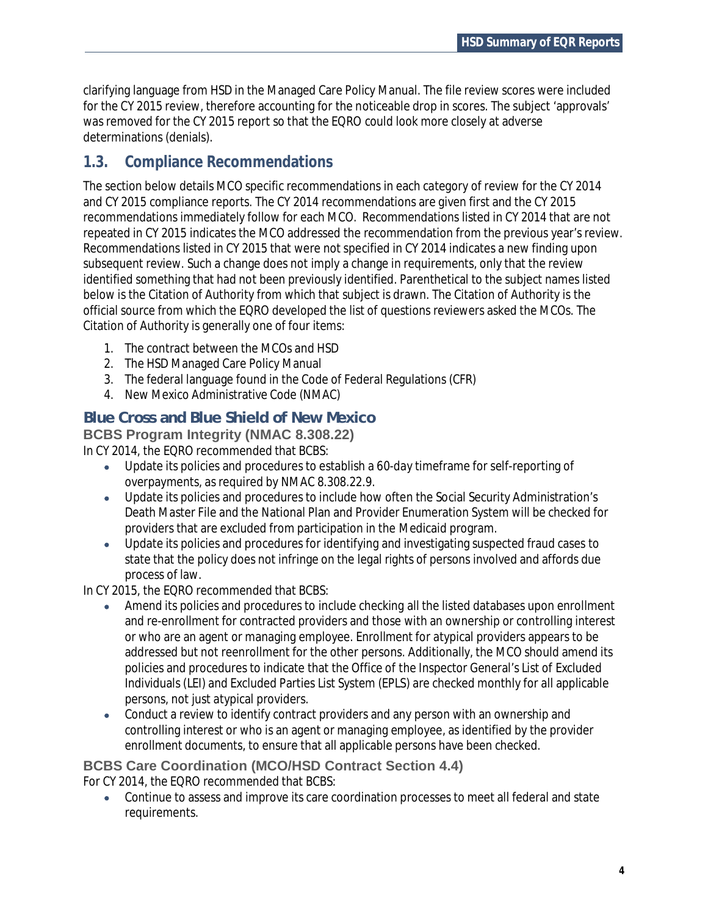clarifying language from HSD in the Managed Care Policy Manual. The file review scores were included for the CY 2015 review, therefore accounting for the noticeable drop in scores. The subject 'approvals' was removed for the CY 2015 report so that the EQRO could look more closely at adverse determinations (denials).

## 1.3. Compliance Recommendations

The section below details MCO specific recommendations in each category of review for the CY 2014 and CY 2015 compliance reports. The CY 2014 recommendations are given first and the CY 2015 recommendations immediately follow for each MCO. Recommendations listed in CY 2014 that are not repeated in CY 2015 indicates the MCO addressed the recommendation from the previous year's review. Recommendations listed in CY 2015 that were not specified in CY 2014 indicates a new finding upon subsequent review. Such a change does not imply a change in requirements, only that the review identified something that had not been previously identified. Parenthetical to the subject names listed below is the Citation of Authority from which that subject is drawn. The Citation of Authority is the official source from which the EQRO developed the list of questions reviewers asked the MCOs. The Citation of Authority is generally one of four items:

1. The contract between the MCOs and HSD
2. The HSD Managed Care Policy Manual
3. The federal language found in the Code of Federal Regulations (CFR)
4. New Mexico Administrative Code (NMAC)

### Blue Cross and Blue Shield of New Mexico

#### BCBS Program Integrity (NMAC 8.308.22)

In CY 2014, the EQRO recommended that BCBS:

- Update its policies and procedures to establish a 60-day timeframe for self-reporting of overpayments, as required by NMAC 8.308.22.9.
- Update its policies and procedures to include how often the Social Security Administration's Death Master File and the National Plan and Provider Enumeration System will be checked for providers that are excluded from participation in the Medicaid program.
- Update its policies and procedures for identifying and investigating suspected fraud cases to state that the policy does not infringe on the legal rights of persons involved and affords due process of law.

In CY 2015, the EQRO recommended that BCBS:

- Amend its policies and procedures to include checking all the listed databases upon enrollment and re-enrollment for contracted providers and those with an ownership or controlling interest or who are an agent or managing employee. Enrollment for atypical providers appears to be addressed but not reenrollment for the other persons. Additionally, the MCO should amend its policies and procedures to indicate that the Office of the Inspector General's List of Excluded Individuals (LEI) and Excluded Parties List System (EPLS) are checked monthly for all applicable persons, not just atypical providers.
- Conduct a review to identify contract providers and any person with an ownership and controlling interest or who is an agent or managing employee, as identified by the provider enrollment documents, to ensure that all applicable persons have been checked.

#### BCBS Care Coordination (MCO/HSD Contract Section 4.4)

For CY 2014, the EQRO recommended that BCBS:

- Continue to assess and improve its care coordination processes to meet all federal and state requirements.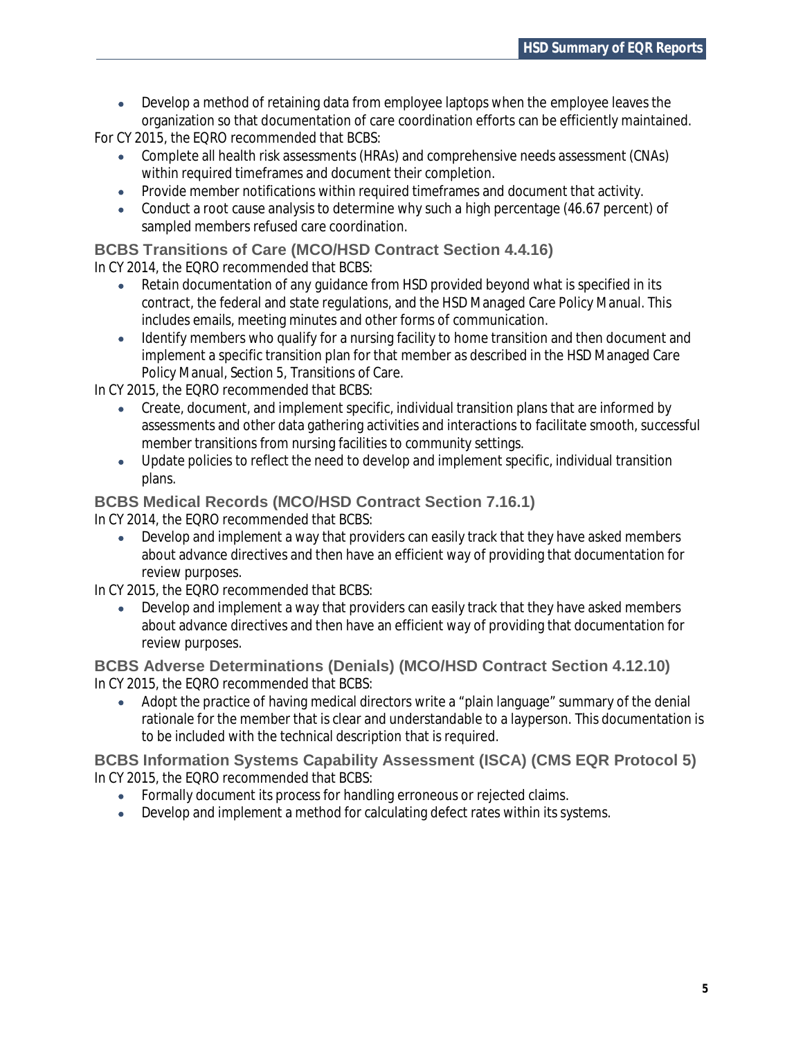- Develop a method of retaining data from employee laptops when the employee leaves the organization so that documentation of care coordination efforts can be efficiently maintained.

For CY 2015, the EQRO recommended that BCBS:

- Complete all health risk assessments (HRAs) and comprehensive needs assessment (CNAs) within required timeframes and document their completion.
- Provide member notifications within required timeframes and document that activity.
- Conduct a root cause analysis to determine why such a high percentage (46.67 percent) of sampled members refused care coordination.

### BCBS Transitions of Care (MCO/HSD Contract Section 4.4.16)

In CY 2014, the EQRO recommended that BCBS:

- Retain documentation of any guidance from HSD provided beyond what is specified in its contract, the federal and state regulations, and the HSD Managed Care Policy Manual. This includes emails, meeting minutes and other forms of communication.
- Identify members who qualify for a nursing facility to home transition and then document and implement a specific transition plan for that member as described in the HSD Managed Care Policy Manual, Section 5, Transitions of Care.

In CY 2015, the EQRO recommended that BCBS:

- Create, document, and implement specific, individual transition plans that are informed by assessments and other data gathering activities and interactions to facilitate smooth, successful member transitions from nursing facilities to community settings.
- Update policies to reflect the need to develop and implement specific, individual transition plans.

### BCBS Medical Records (MCO/HSD Contract Section 7.16.1)

In CY 2014, the EQRO recommended that BCBS:

- Develop and implement a way that providers can easily track that they have asked members about advance directives and then have an efficient way of providing that documentation for review purposes.

In CY 2015, the EQRO recommended that BCBS:

- Develop and implement a way that providers can easily track that they have asked members about advance directives and then have an efficient way of providing that documentation for review purposes.

### BCBS Adverse Determinations (Denials) (MCO/HSD Contract Section 4.12.10)

In CY 2015, the EQRO recommended that BCBS:

- Adopt the practice of having medical directors write a "plain language" summary of the denial rationale for the member that is clear and understandable to a layperson. This documentation is to be included with the technical description that is required.

### BCBS Information Systems Capability Assessment (ISCA) (CMS EQR Protocol 5)

In CY 2015, the EQRO recommended that BCBS:

- Formally document its process for handling erroneous or rejected claims.
- Develop and implement a method for calculating defect rates within its systems.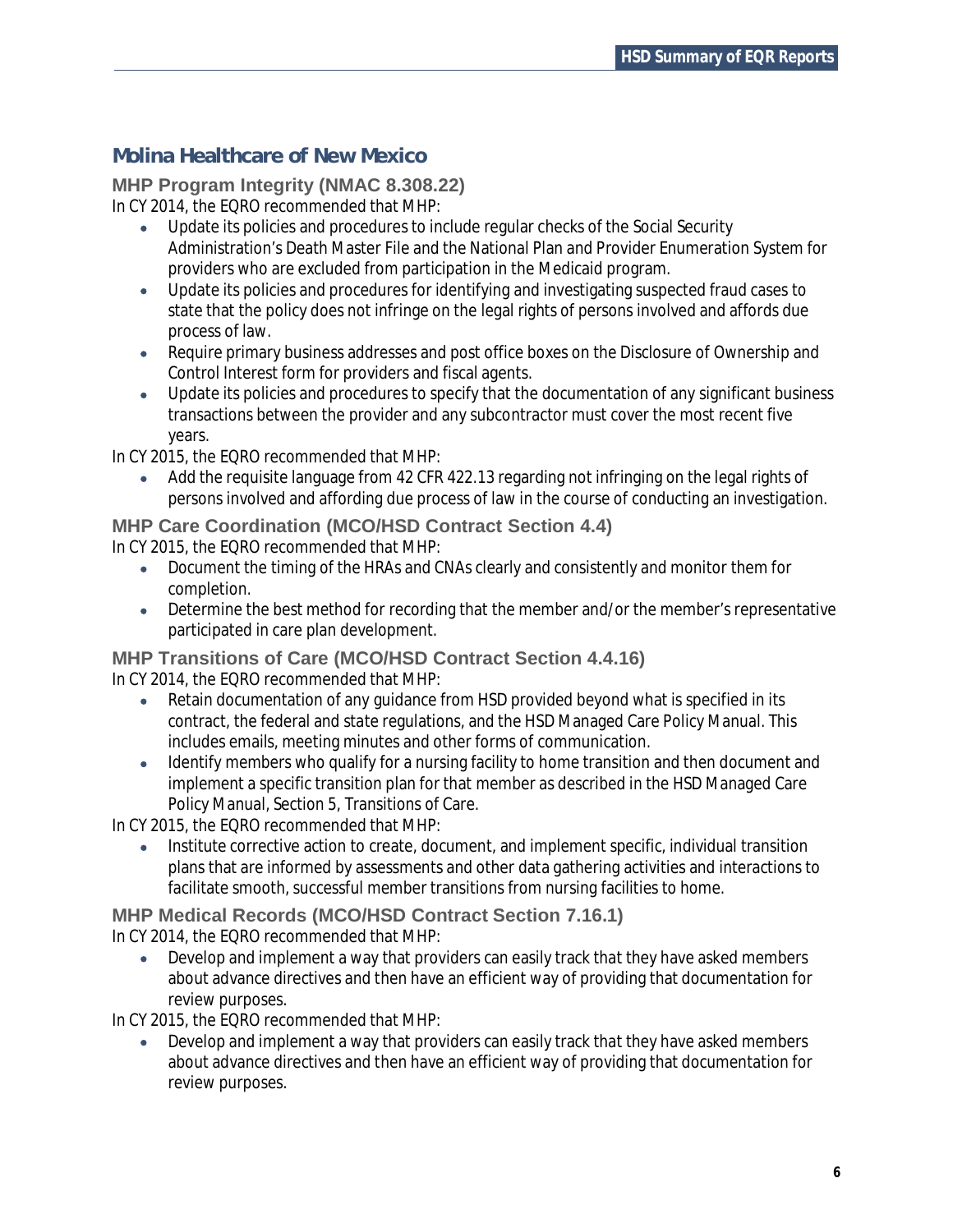## Molina Healthcare of New Mexico

### MHP Program Integrity (NMAC 8.308.22)

In CY 2014, the EQRO recommended that MHP:

- Update its policies and procedures to include regular checks of the Social Security Administration's Death Master File and the National Plan and Provider Enumeration System for providers who are excluded from participation in the Medicaid program.
- Update its policies and procedures for identifying and investigating suspected fraud cases to state that the policy does not infringe on the legal rights of persons involved and affords due process of law.
- Require primary business addresses and post office boxes on the Disclosure of Ownership and Control Interest form for providers and fiscal agents.
- Update its policies and procedures to specify that the documentation of any significant business transactions between the provider and any subcontractor must cover the most recent five years.

In CY 2015, the EQRO recommended that MHP:

- Add the requisite language from 42 CFR 422.13 regarding not infringing on the legal rights of persons involved and affording due process of law in the course of conducting an investigation.

### MHP Care Coordination (MCO/HSD Contract Section 4.4)

In CY 2015, the EQRO recommended that MHP:

- Document the timing of the HRAs and CNAs clearly and consistently and monitor them for completion.
- Determine the best method for recording that the member and/or the member's representative participated in care plan development.

### MHP Transitions of Care (MCO/HSD Contract Section 4.4.16)

In CY 2014, the EQRO recommended that MHP:

- Retain documentation of any guidance from HSD provided beyond what is specified in its contract, the federal and state regulations, and the HSD Managed Care Policy Manual. This includes emails, meeting minutes and other forms of communication.
- Identify members who qualify for a nursing facility to home transition and then document and implement a specific transition plan for that member as described in the HSD Managed Care Policy Manual, Section 5, Transitions of Care.

In CY 2015, the EQRO recommended that MHP:

- Institute corrective action to create, document, and implement specific, individual transition plans that are informed by assessments and other data gathering activities and interactions to facilitate smooth, successful member transitions from nursing facilities to home.

### MHP Medical Records (MCO/HSD Contract Section 7.16.1)

In CY 2014, the EQRO recommended that MHP:

- Develop and implement a way that providers can easily track that they have asked members about advance directives and then have an efficient way of providing that documentation for review purposes.

In CY 2015, the EQRO recommended that MHP:

- Develop and implement a way that providers can easily track that they have asked members about advance directives and then have an efficient way of providing that documentation for review purposes.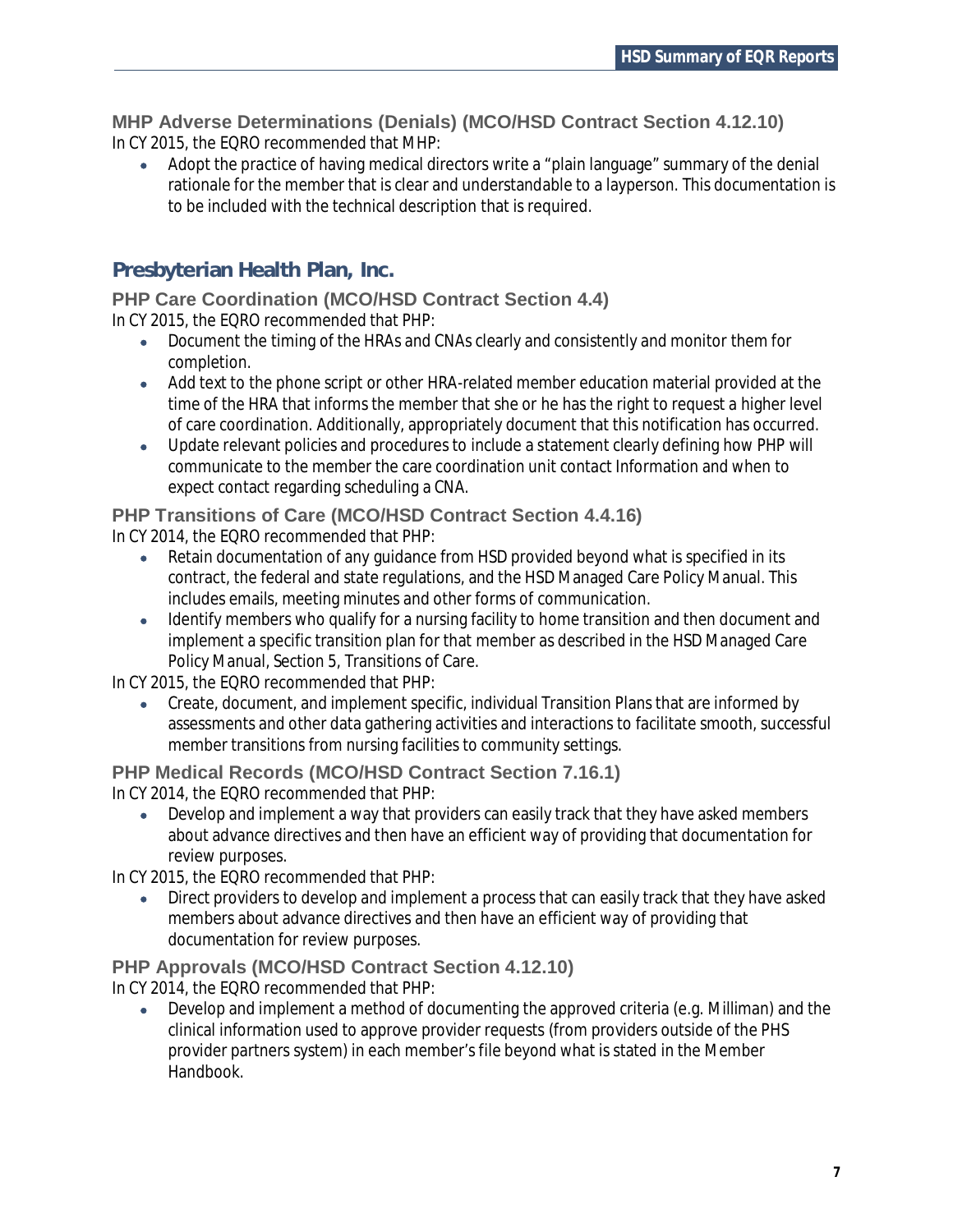### MHP Adverse Determinations (Denials) (MCO/HSD Contract Section 4.12.10)

In CY 2015, the EQRO recommended that MHP:

- Adopt the practice of having medical directors write a "plain language" summary of the denial rationale for the member that is clear and understandable to a layperson. This documentation is to be included with the technical description that is required.

## Presbyterian Health Plan, Inc.

### PHP Care Coordination (MCO/HSD Contract Section 4.4)

In CY 2015, the EQRO recommended that PHP:

- Document the timing of the HRAs and CNAs clearly and consistently and monitor them for completion.
- Add text to the phone script or other HRA-related member education material provided at the time of the HRA that informs the member that she or he has the right to request a higher level of care coordination. Additionally, appropriately document that this notification has occurred.
- Update relevant policies and procedures to include a statement clearly defining how PHP will communicate to the member the care coordination unit contact Information and when to expect contact regarding scheduling a CNA.

### PHP Transitions of Care (MCO/HSD Contract Section 4.4.16)

In CY 2014, the EQRO recommended that PHP:

- Retain documentation of any guidance from HSD provided beyond what is specified in its contract, the federal and state regulations, and the HSD Managed Care Policy Manual. This includes emails, meeting minutes and other forms of communication.
- Identify members who qualify for a nursing facility to home transition and then document and implement a specific transition plan for that member as described in the HSD Managed Care Policy Manual, Section 5, Transitions of Care.

In CY 2015, the EQRO recommended that PHP:

- Create, document, and implement specific, individual Transition Plans that are informed by assessments and other data gathering activities and interactions to facilitate smooth, successful member transitions from nursing facilities to community settings.

### PHP Medical Records (MCO/HSD Contract Section 7.16.1)

In CY 2014, the EQRO recommended that PHP:

- Develop and implement a way that providers can easily track that they have asked members about advance directives and then have an efficient way of providing that documentation for review purposes.

In CY 2015, the EQRO recommended that PHP:

- Direct providers to develop and implement a process that can easily track that they have asked members about advance directives and then have an efficient way of providing that documentation for review purposes.

### PHP Approvals (MCO/HSD Contract Section 4.12.10)

In CY 2014, the EQRO recommended that PHP:

- Develop and implement a method of documenting the approved criteria (e.g. Milliman) and the clinical information used to approve provider requests (from providers outside of the PHS provider partners system) in each member's file beyond what is stated in the Member Handbook.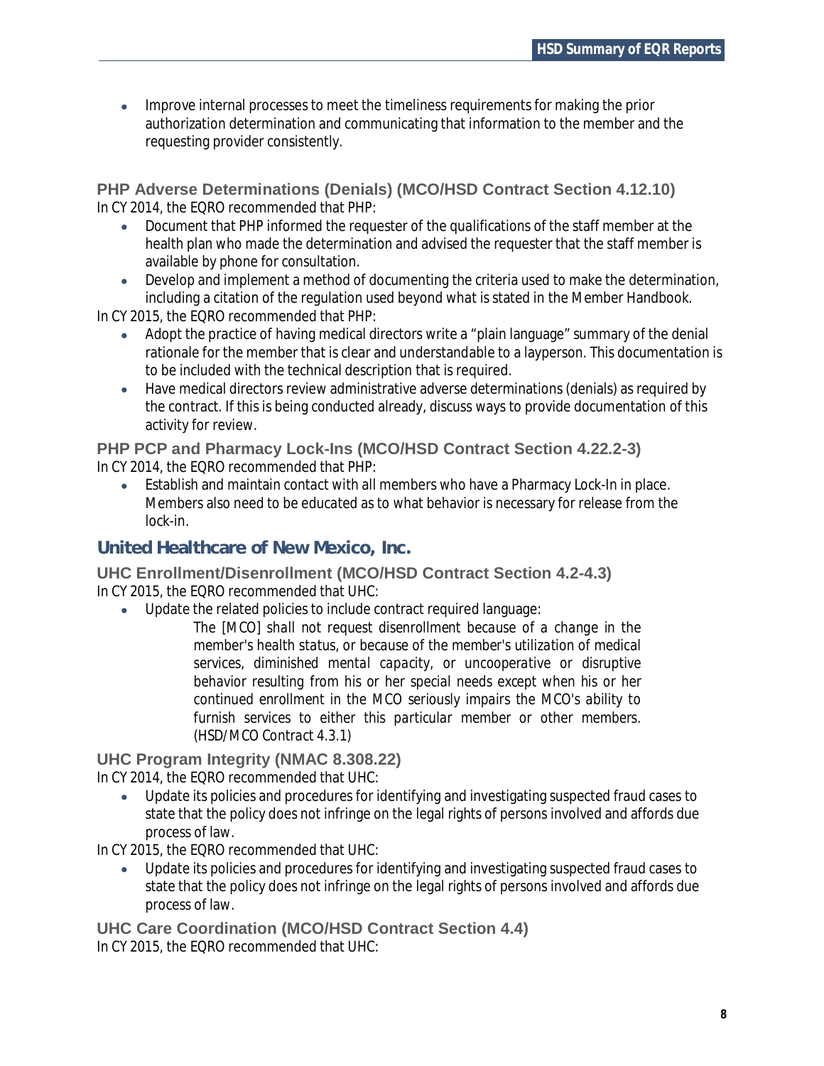- Improve internal processes to meet the timeliness requirements for making the prior authorization determination and communicating that information to the member and the requesting provider consistently.

### PHP Adverse Determinations (Denials) (MCO/HSD Contract Section 4.12.10)

In CY 2014, the EQRO recommended that PHP:

- Document that PHP informed the requester of the qualifications of the staff member at the health plan who made the determination and advised the requester that the staff member is available by phone for consultation.
- Develop and implement a method of documenting the criteria used to make the determination, including a citation of the regulation used beyond what is stated in the Member Handbook.

In CY 2015, the EQRO recommended that PHP:

- Adopt the practice of having medical directors write a "plain language" summary of the denial rationale for the member that is clear and understandable to a layperson. This documentation is to be included with the technical description that is required.
- Have medical directors review administrative adverse determinations (denials) as required by the contract. If this is being conducted already, discuss ways to provide documentation of this activity for review.

### PHP PCP and Pharmacy Lock-Ins (MCO/HSD Contract Section 4.22.2-3)

In CY 2014, the EQRO recommended that PHP:

- Establish and maintain contact with all members who have a Pharmacy Lock-In in place. Members also need to be educated as to what behavior is necessary for release from the lock-in.

## United Healthcare of New Mexico, Inc.

### UHC Enrollment/Disenrollment (MCO/HSD Contract Section 4.2-4.3)

In CY 2015, the EQRO recommended that UHC:

- Update the related policies to include contract required language:

> *The [MCO] shall not request disenrollment because of a change in the member's health status, or because of the member's utilization of medical services, diminished mental capacity, or uncooperative or disruptive behavior resulting from his or her special needs except when his or her continued enrollment in the MCO seriously impairs the MCO's ability to furnish services to either this particular member or other members. (HSD/MCO Contract 4.3.1)*

### UHC Program Integrity (NMAC 8.308.22)

In CY 2014, the EQRO recommended that UHC:

- Update its policies and procedures for identifying and investigating suspected fraud cases to state that the policy does not infringe on the legal rights of persons involved and affords due process of law.

In CY 2015, the EQRO recommended that UHC:

- Update its policies and procedures for identifying and investigating suspected fraud cases to state that the policy does not infringe on the legal rights of persons involved and affords due process of law.

### UHC Care Coordination (MCO/HSD Contract Section 4.4)

In CY 2015, the EQRO recommended that UHC: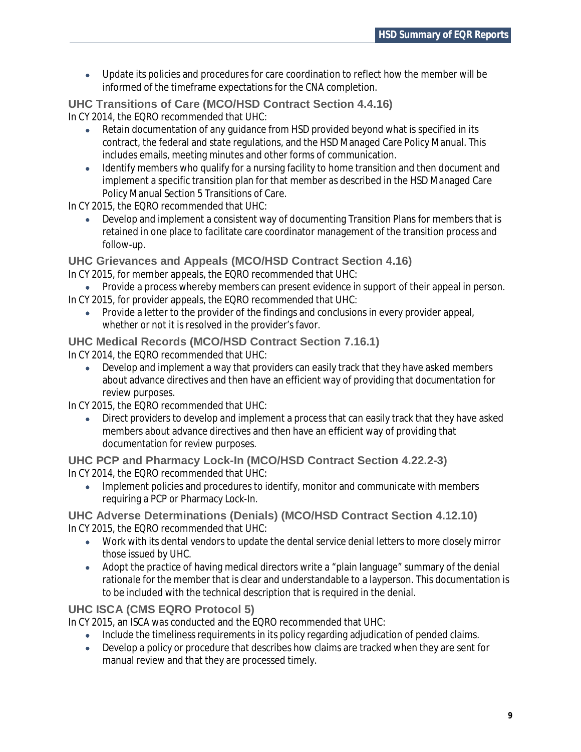- Update its policies and procedures for care coordination to reflect how the member will be informed of the timeframe expectations for the CNA completion.

### UHC Transitions of Care (MCO/HSD Contract Section 4.4.16)

In CY 2014, the EQRO recommended that UHC:

- Retain documentation of any guidance from HSD provided beyond what is specified in its contract, the federal and state regulations, and the HSD Managed Care Policy Manual. This includes emails, meeting minutes and other forms of communication.
- Identify members who qualify for a nursing facility to home transition and then document and implement a specific transition plan for that member as described in the HSD Managed Care Policy Manual Section 5 Transitions of Care.

In CY 2015, the EQRO recommended that UHC:

- Develop and implement a consistent way of documenting Transition Plans for members that is retained in one place to facilitate care coordinator management of the transition process and follow-up.

### UHC Grievances and Appeals (MCO/HSD Contract Section 4.16)

In CY 2015, for member appeals, the EQRO recommended that UHC:

- Provide a process whereby members can present evidence in support of their appeal in person.

In CY 2015, for provider appeals, the EQRO recommended that UHC:

- Provide a letter to the provider of the findings and conclusions in every provider appeal, whether or not it is resolved in the provider's favor.

### UHC Medical Records (MCO/HSD Contract Section 7.16.1)

In CY 2014, the EQRO recommended that UHC:

- Develop and implement a way that providers can easily track that they have asked members about advance directives and then have an efficient way of providing that documentation for review purposes.

In CY 2015, the EQRO recommended that UHC:

- Direct providers to develop and implement a process that can easily track that they have asked members about advance directives and then have an efficient way of providing that documentation for review purposes.

### UHC PCP and Pharmacy Lock-In (MCO/HSD Contract Section 4.22.2-3)

In CY 2014, the EQRO recommended that UHC:

- Implement policies and procedures to identify, monitor and communicate with members requiring a PCP or Pharmacy Lock-In.

### UHC Adverse Determinations (Denials) (MCO/HSD Contract Section 4.12.10)

In CY 2015, the EQRO recommended that UHC:

- Work with its dental vendors to update the dental service denial letters to more closely mirror those issued by UHC.
- Adopt the practice of having medical directors write a "plain language" summary of the denial rationale for the member that is clear and understandable to a layperson. This documentation is to be included with the technical description that is required in the denial.

### UHC ISCA (CMS EQRO Protocol 5)

In CY 2015, an ISCA was conducted and the EQRO recommended that UHC:

- Include the timeliness requirements in its policy regarding adjudication of pended claims.
- Develop a policy or procedure that describes how claims are tracked when they are sent for manual review and that they are processed timely.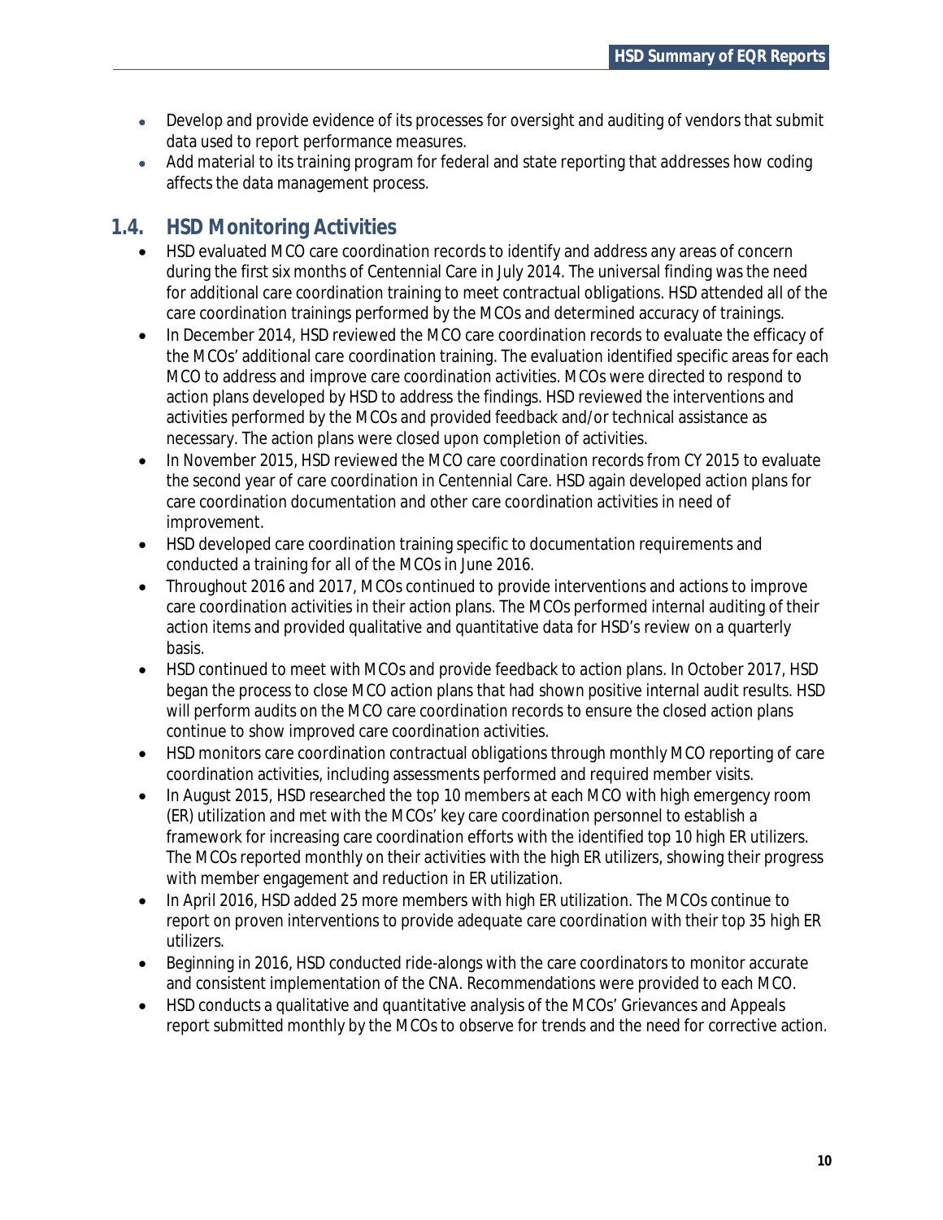- Develop and provide evidence of its processes for oversight and auditing of vendors that submit data used to report performance measures.
- Add material to its training program for federal and state reporting that addresses how coding affects the data management process.

## 1.4. HSD Monitoring Activities

- HSD evaluated MCO care coordination records to identify and address any areas of concern during the first six months of Centennial Care in July 2014. The universal finding was the need for additional care coordination training to meet contractual obligations. HSD attended all of the care coordination trainings performed by the MCOs and determined accuracy of trainings.
- In December 2014, HSD reviewed the MCO care coordination records to evaluate the efficacy of the MCOs' additional care coordination training. The evaluation identified specific areas for each MCO to address and improve care coordination activities. MCOs were directed to respond to action plans developed by HSD to address the findings. HSD reviewed the interventions and activities performed by the MCOs and provided feedback and/or technical assistance as necessary. The action plans were closed upon completion of activities.
- In November 2015, HSD reviewed the MCO care coordination records from CY 2015 to evaluate the second year of care coordination in Centennial Care. HSD again developed action plans for care coordination documentation and other care coordination activities in need of improvement.
- HSD developed care coordination training specific to documentation requirements and conducted a training for all of the MCOs in June 2016.
- Throughout 2016 and 2017, MCOs continued to provide interventions and actions to improve care coordination activities in their action plans. The MCOs performed internal auditing of their action items and provided qualitative and quantitative data for HSD's review on a quarterly basis.
- HSD continued to meet with MCOs and provide feedback to action plans. In October 2017, HSD began the process to close MCO action plans that had shown positive internal audit results. HSD will perform audits on the MCO care coordination records to ensure the closed action plans continue to show improved care coordination activities.
- HSD monitors care coordination contractual obligations through monthly MCO reporting of care coordination activities, including assessments performed and required member visits.
- In August 2015, HSD researched the top 10 members at each MCO with high emergency room (ER) utilization and met with the MCOs' key care coordination personnel to establish a framework for increasing care coordination efforts with the identified top 10 high ER utilizers. The MCOs reported monthly on their activities with the high ER utilizers, showing their progress with member engagement and reduction in ER utilization.
- In April 2016, HSD added 25 more members with high ER utilization. The MCOs continue to report on proven interventions to provide adequate care coordination with their top 35 high ER utilizers.
- Beginning in 2016, HSD conducted ride-alongs with the care coordinators to monitor accurate and consistent implementation of the CNA. Recommendations were provided to each MCO.
- HSD conducts a qualitative and quantitative analysis of the MCOs' Grievances and Appeals report submitted monthly by the MCOs to observe for trends and the need for corrective action.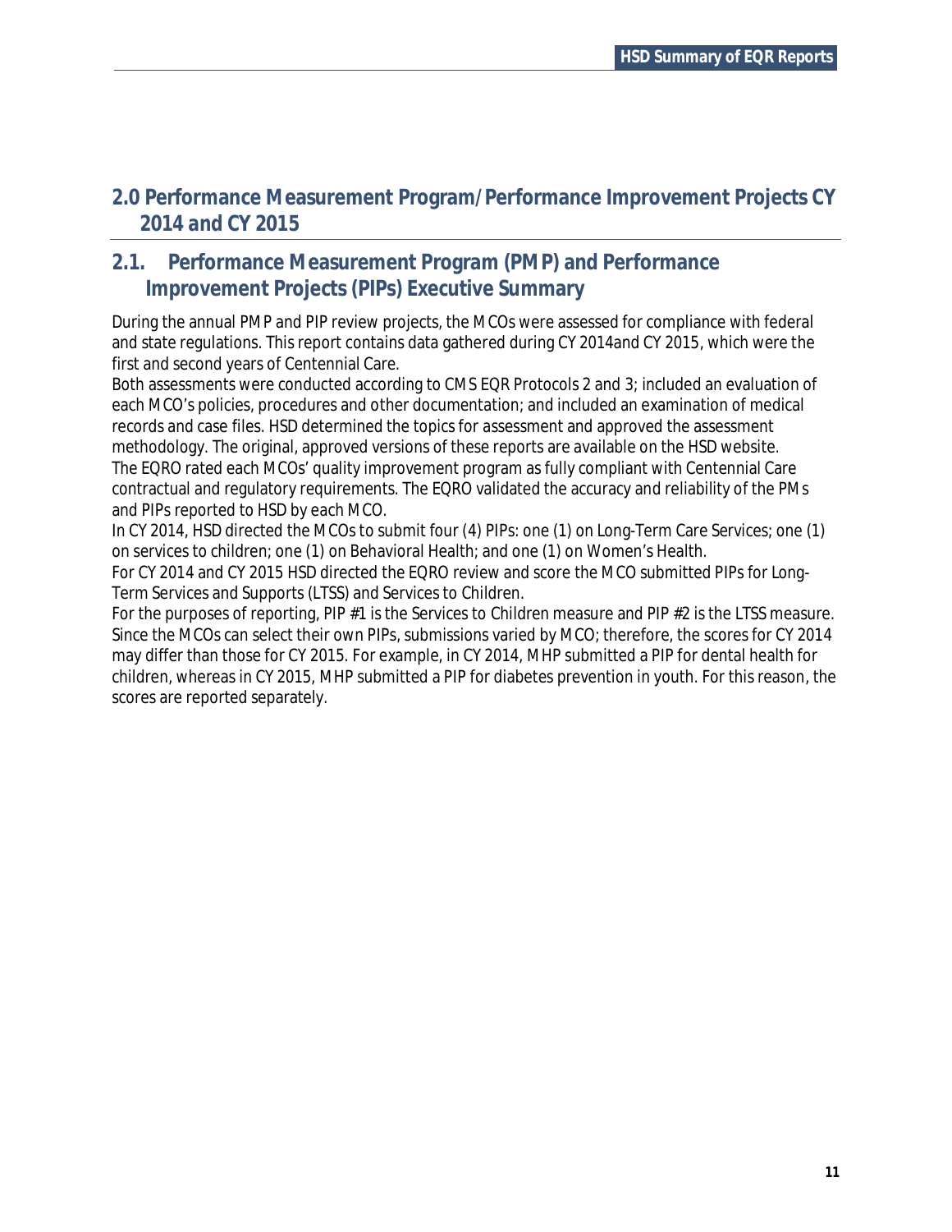## 2.0 Performance Measurement Program/Performance Improvement Projects CY 2014 and CY 2015

### 2.1. Performance Measurement Program (PMP) and Performance Improvement Projects (PIPs) Executive Summary

During the annual PMP and PIP review projects, the MCOs were assessed for compliance with federal and state regulations. This report contains data gathered during CY 2014and CY 2015, which were the first and second years of Centennial Care.

Both assessments were conducted according to CMS EQR Protocols 2 and 3; included an evaluation of each MCO's policies, procedures and other documentation; and included an examination of medical records and case files. HSD determined the topics for assessment and approved the assessment methodology. The original, approved versions of these reports are available on the HSD website.

The EQRO rated each MCOs' quality improvement program as fully compliant with Centennial Care contractual and regulatory requirements. The EQRO validated the accuracy and reliability of the PMs and PIPs reported to HSD by each MCO.

In CY 2014, HSD directed the MCOs to submit four (4) PIPs: one (1) on Long-Term Care Services; one (1) on services to children; one (1) on Behavioral Health; and one (1) on Women's Health.

For CY 2014 and CY 2015 HSD directed the EQRO review and score the MCO submitted PIPs for Long-Term Services and Supports (LTSS) and Services to Children.

For the purposes of reporting, PIP #1 is the Services to Children measure and PIP #2 is the LTSS measure. Since the MCOs can select their own PIPs, submissions varied by MCO; therefore, the scores for CY 2014 may differ than those for CY 2015. For example, in CY 2014, MHP submitted a PIP for dental health for children, whereas in CY 2015, MHP submitted a PIP for diabetes prevention in youth. For this reason, the scores are reported separately.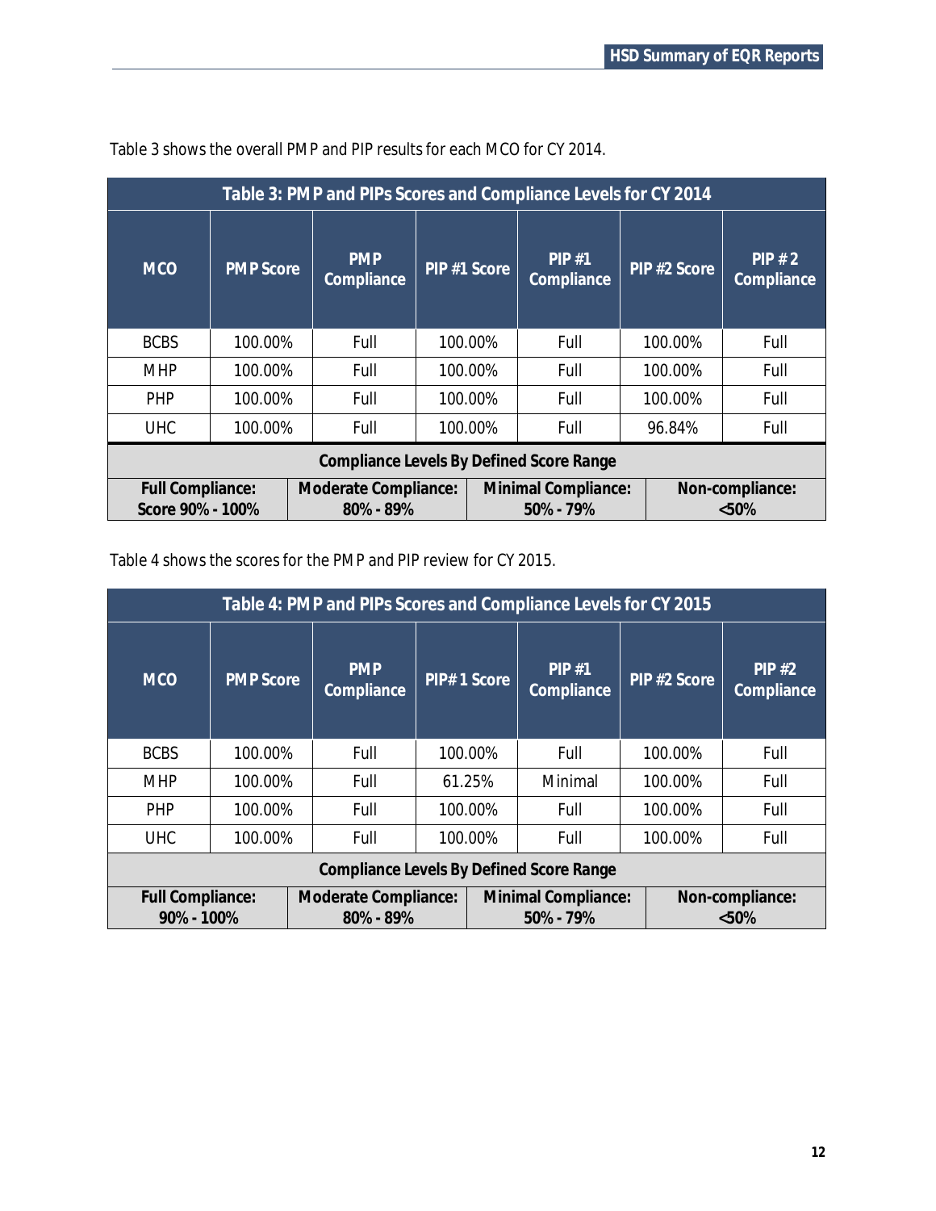Table 3 shows the overall PMP and PIP results for each MCO for CY 2014.

**Table 3: PMP and PIPs Scores and Compliance Levels for CY 2014**

| MCO | PMP Score | PMP Compliance | PIP #1 Score | PIP #1 Compliance | PIP #2 Score | PIP # 2 Compliance |
|---|---|---|---|---|---|---|
| BCBS | 100.00% | Full | 100.00% | Full | 100.00% | Full |
| MHP | 100.00% | Full | 100.00% | Full | 100.00% | Full |
| PHP | 100.00% | Full | 100.00% | Full | 100.00% | Full |
| UHC | 100.00% | Full | 100.00% | Full | 96.84% | Full |

| Compliance Levels By Defined Score Range | | | |
|---|---|---|---|
| **Full Compliance: Score 90% - 100%** | **Moderate Compliance: 80% - 89%** | **Minimal Compliance: 50% - 79%** | **Non-compliance: <50%** |

Table 4 shows the scores for the PMP and PIP review for CY 2015.

**Table 4: PMP and PIPs Scores and Compliance Levels for CY 2015**

| MCO | PMP Score | PMP Compliance | PIP# 1 Score | PIP #1 Compliance | PIP #2 Score | PIP #2 Compliance |
|---|---|---|---|---|---|---|
| BCBS | 100.00% | Full | 100.00% | Full | 100.00% | Full |
| MHP | 100.00% | Full | 61.25% | Minimal | 100.00% | Full |
| PHP | 100.00% | Full | 100.00% | Full | 100.00% | Full |
| UHC | 100.00% | Full | 100.00% | Full | 100.00% | Full |

| Compliance Levels By Defined Score Range | | | |
|---|---|---|---|
| **Full Compliance: 90% - 100%** | **Moderate Compliance: 80% - 89%** | **Minimal Compliance: 50% - 79%** | **Non-compliance: <50%** |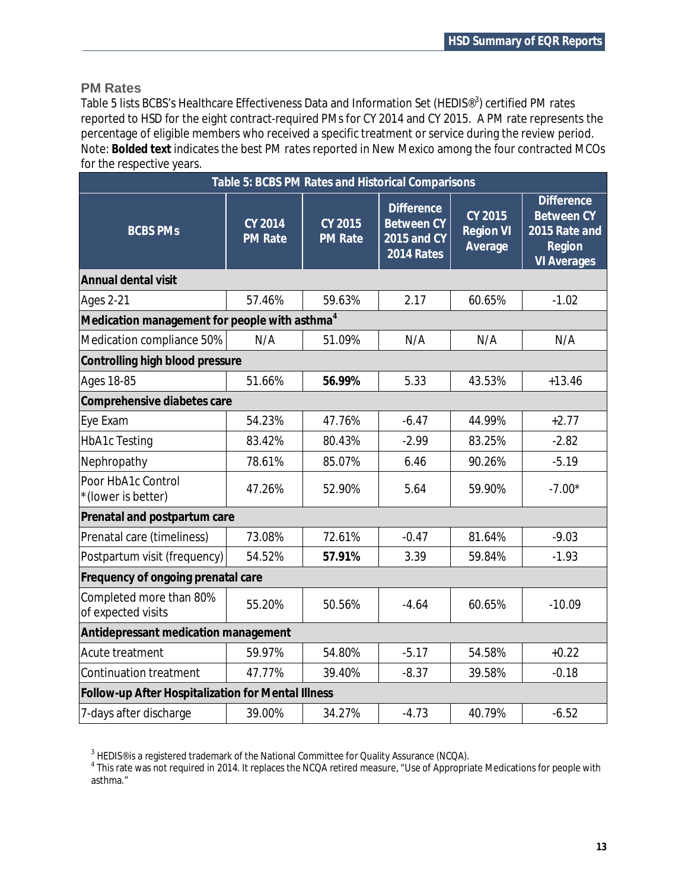### PM Rates

Table 5 lists BCBS's Healthcare Effectiveness Data and Information Set (HEDIS®[3]) certified PM rates reported to HSD for the eight contract-required PMs for CY 2014 and CY 2015. A PM rate represents the percentage of eligible members who received a specific treatment or service during the review period. Note: **Bolded text** indicates the best PM rates reported in New Mexico among the four contracted MCOs for the respective years.

**Table 5: BCBS PM Rates and Historical Comparisons**

| BCBS PMs | CY 2014 PM Rate | CY 2015 PM Rate | Difference Between CY 2015 and CY 2014 Rates | CY 2015 Region VI Average | Difference Between CY 2015 Rate and Region VI Averages |
|---|---|---|---|---|---|
| **Annual dental visit** | | | | | |
| Ages 2-21 | 57.46% | 59.63% | 2.17 | 60.65% | -1.02 |
| **Medication management for people with asthma[4]** | | | | | |
| Medication compliance 50% | N/A | 51.09% | N/A | N/A | N/A |
| **Controlling high blood pressure** | | | | | |
| Ages 18-85 | 51.66% | **56.99%** | 5.33 | 43.53% | +13.46 |
| **Comprehensive diabetes care** | | | | | |
| Eye Exam | 54.23% | 47.76% | -6.47 | 44.99% | +2.77 |
| HbA1c Testing | 83.42% | 80.43% | -2.99 | 83.25% | -2.82 |
| Nephropathy | 78.61% | 85.07% | 6.46 | 90.26% | -5.19 |
| Poor HbA1c Control *(lower is better) | 47.26% | 52.90% | 5.64 | 59.90% | -7.00* |
| **Prenatal and postpartum care** | | | | | |
| Prenatal care (timeliness) | 73.08% | 72.61% | -0.47 | 81.64% | -9.03 |
| Postpartum visit (frequency) | 54.52% | **57.91%** | 3.39 | 59.84% | -1.93 |
| **Frequency of ongoing prenatal care** | | | | | |
| Completed more than 80% of expected visits | 55.20% | 50.56% | -4.64 | 60.65% | -10.09 |
| **Antidepressant medication management** | | | | | |
| Acute treatment | 59.97% | 54.80% | -5.17 | 54.58% | +0.22 |
| Continuation treatment | 47.77% | 39.40% | -8.37 | 39.58% | -0.18 |
| **Follow-up After Hospitalization for Mental Illness** | | | | | |
| 7-days after discharge | 39.00% | 34.27% | -4.73 | 40.79% | -6.52 |

[3] HEDIS® is a registered trademark of the National Committee for Quality Assurance (NCQA).

[4] This rate was not required in 2014. It replaces the NCQA retired measure, "Use of Appropriate Medications for people with asthma."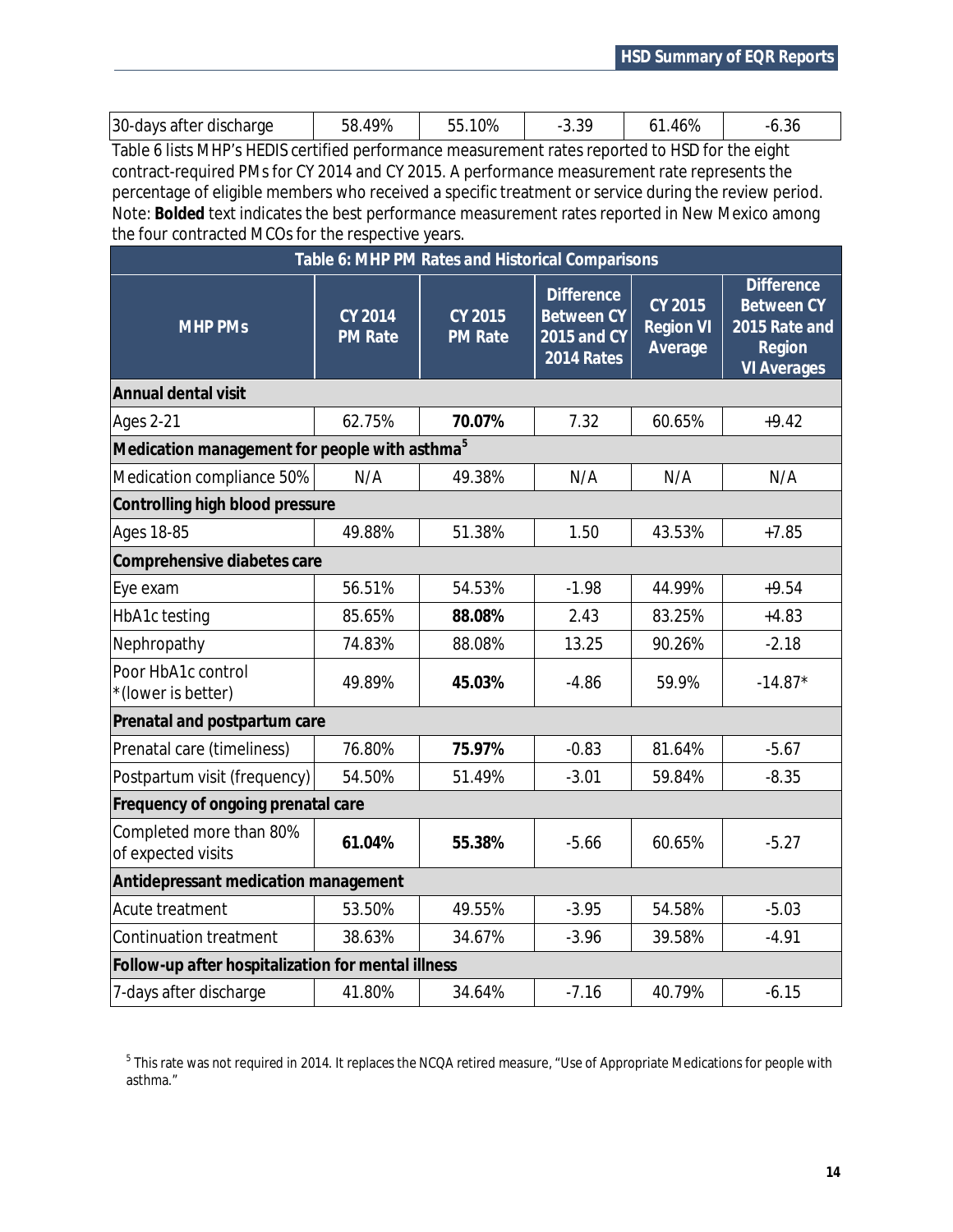| 30-days after discharge | 58.49% | 55.10% | -3.39 | 61.46% | -6.36 |
|---|---|---|---|---|---|

Table 6 lists MHP's HEDIS certified performance measurement rates reported to HSD for the eight contract-required PMs for CY 2014 and CY 2015. A performance measurement rate represents the percentage of eligible members who received a specific treatment or service during the review period. Note: **Bolded** text indicates the best performance measurement rates reported in New Mexico among the four contracted MCOs for the respective years.

**Table 6: MHP PM Rates and Historical Comparisons**

| MHP PMs | CY 2014 PM Rate | CY 2015 PM Rate | Difference Between CY 2015 and CY 2014 Rates | CY 2015 Region VI Average | Difference Between CY 2015 Rate and Region VI Averages |
|---|---|---|---|---|---|
| **Annual dental visit** | | | | | |
| Ages 2-21 | 62.75% | **70.07%** | 7.32 | 60.65% | +9.42 |
| **Medication management for people with asthma**[5] | | | | | |
| Medication compliance 50% | N/A | 49.38% | N/A | N/A | N/A |
| **Controlling high blood pressure** | | | | | |
| Ages 18-85 | 49.88% | 51.38% | 1.50 | 43.53% | +7.85 |
| **Comprehensive diabetes care** | | | | | |
| Eye exam | 56.51% | 54.53% | -1.98 | 44.99% | +9.54 |
| HbA1c testing | 85.65% | **88.08%** | 2.43 | 83.25% | +4.83 |
| Nephropathy | 74.83% | 88.08% | 13.25 | 90.26% | -2.18 |
| Poor HbA1c control *(lower is better) | 49.89% | **45.03%** | -4.86 | 59.9% | -14.87* |
| **Prenatal and postpartum care** | | | | | |
| Prenatal care (timeliness) | 76.80% | **75.97%** | -0.83 | 81.64% | -5.67 |
| Postpartum visit (frequency) | 54.50% | 51.49% | -3.01 | 59.84% | -8.35 |
| **Frequency of ongoing prenatal care** | | | | | |
| Completed more than 80% of expected visits | **61.04%** | **55.38%** | -5.66 | 60.65% | -5.27 |
| **Antidepressant medication management** | | | | | |
| Acute treatment | 53.50% | 49.55% | -3.95 | 54.58% | -5.03 |
| Continuation treatment | 38.63% | 34.67% | -3.96 | 39.58% | -4.91 |
| **Follow-up after hospitalization for mental illness** | | | | | |
| 7-days after discharge | 41.80% | 34.64% | -7.16 | 40.79% | -6.15 |

[5] This rate was not required in 2014. It replaces the NCQA retired measure, "Use of Appropriate Medications for people with asthma."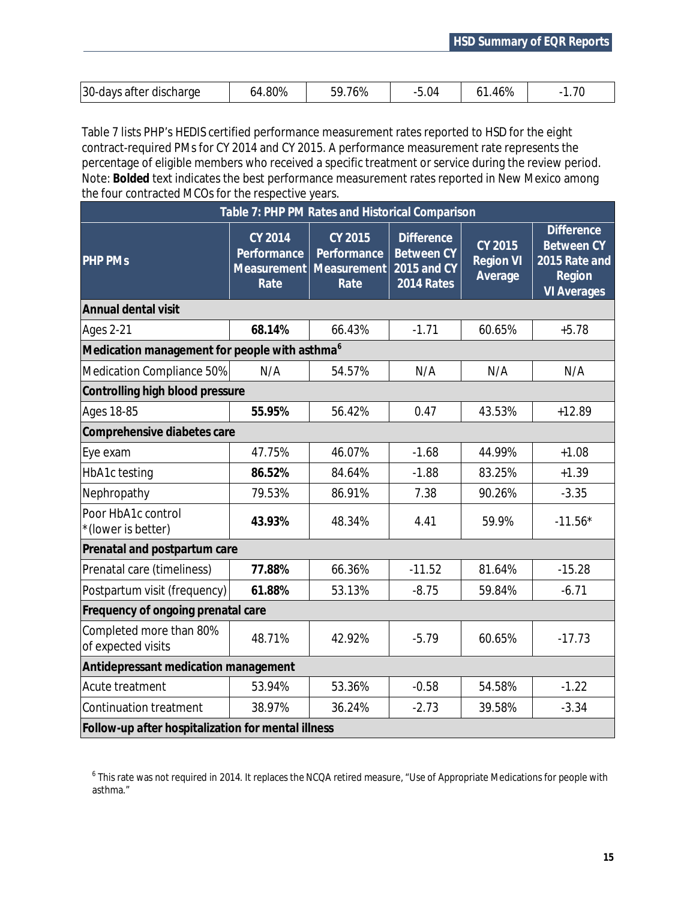| 30-days after discharge | 64.80% | 59.76% | -5.04 | 61.46% | -1.70 |
|---|---|---|---|---|---|

Table 7 lists PHP's HEDIS certified performance measurement rates reported to HSD for the eight contract-required PMs for CY 2014 and CY 2015. A performance measurement rate represents the percentage of eligible members who received a specific treatment or service during the review period. Note: **Bolded** text indicates the best performance measurement rates reported in New Mexico among the four contracted MCOs for the respective years.

**Table 7: PHP PM Rates and Historical Comparison**

| PHP PMs | CY 2014 Performance Measurement Rate | CY 2015 Performance Measurement Rate | Difference Between CY 2015 and CY 2014 Rates | CY 2015 Region VI Average | Difference Between CY 2015 Rate and Region VI Averages |
|---|---|---|---|---|---|
| **Annual dental visit** | | | | | |
| Ages 2-21 | **68.14%** | 66.43% | -1.71 | 60.65% | +5.78 |
| **Medication management for people with asthma**[6] | | | | | |
| Medication Compliance 50% | N/A | 54.57% | N/A | N/A | N/A |
| **Controlling high blood pressure** | | | | | |
| Ages 18-85 | **55.95%** | 56.42% | 0.47 | 43.53% | +12.89 |
| **Comprehensive diabetes care** | | | | | |
| Eye exam | 47.75% | 46.07% | -1.68 | 44.99% | +1.08 |
| HbA1c testing | **86.52%** | 84.64% | -1.88 | 83.25% | +1.39 |
| Nephropathy | 79.53% | 86.91% | 7.38 | 90.26% | -3.35 |
| Poor HbA1c control *(lower is better) | **43.93%** | 48.34% | 4.41 | 59.9% | -11.56* |
| **Prenatal and postpartum care** | | | | | |
| Prenatal care (timeliness) | **77.88%** | 66.36% | -11.52 | 81.64% | -15.28 |
| Postpartum visit (frequency) | **61.88%** | 53.13% | -8.75 | 59.84% | -6.71 |
| **Frequency of ongoing prenatal care** | | | | | |
| Completed more than 80% of expected visits | 48.71% | 42.92% | -5.79 | 60.65% | -17.73 |
| **Antidepressant medication management** | | | | | |
| Acute treatment | 53.94% | 53.36% | -0.58 | 54.58% | -1.22 |
| Continuation treatment | 38.97% | 36.24% | -2.73 | 39.58% | -3.34 |
| **Follow-up after hospitalization for mental illness** | | | | | |

[6] This rate was not required in 2014. It replaces the NCQA retired measure, "Use of Appropriate Medications for people with asthma."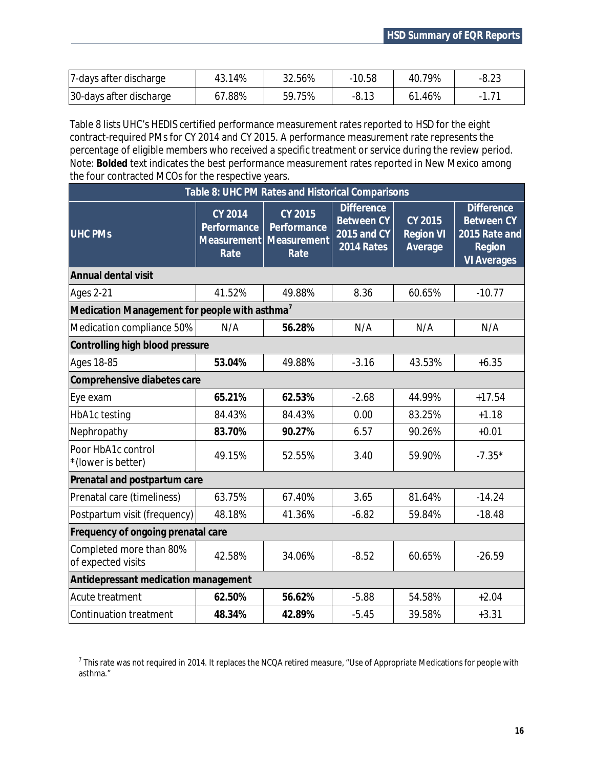| 7-days after discharge | 43.14% | 32.56% | -10.58 | 40.79% | -8.23 |
|---|---|---|---|---|---|
| 30-days after discharge | 67.88% | 59.75% | -8.13 | 61.46% | -1.71 |

Table 8 lists UHC's HEDIS certified performance measurement rates reported to HSD for the eight contract-required PMs for CY 2014 and CY 2015. A performance measurement rate represents the percentage of eligible members who received a specific treatment or service during the review period. Note: **Bolded** text indicates the best performance measurement rates reported in New Mexico among the four contracted MCOs for the respective years.

**Table 8: UHC PM Rates and Historical Comparisons**

| UHC PMs | CY 2014 Performance Measurement Rate | CY 2015 Performance Measurement Rate | Difference Between CY 2015 and CY 2014 Rates | CY 2015 Region VI Average | Difference Between CY 2015 Rate and Region VI Averages |
|---|---|---|---|---|---|
| **Annual dental visit** | | | | | |
| Ages 2-21 | 41.52% | 49.88% | 8.36 | 60.65% | -10.77 |
| **Medication Management for people with asthma**[7] | | | | | |
| Medication compliance 50% | N/A | **56.28%** | N/A | N/A | N/A |
| **Controlling high blood pressure** | | | | | |
| Ages 18-85 | **53.04%** | 49.88% | -3.16 | 43.53% | +6.35 |
| **Comprehensive diabetes care** | | | | | |
| Eye exam | **65.21%** | **62.53%** | -2.68 | 44.99% | +17.54 |
| HbA1c testing | 84.43% | 84.43% | 0.00 | 83.25% | +1.18 |
| Nephropathy | **83.70%** | **90.27%** | 6.57 | 90.26% | +0.01 |
| Poor HbA1c control *(lower is better) | 49.15% | 52.55% | 3.40 | 59.90% | -7.35* |
| **Prenatal and postpartum care** | | | | | |
| Prenatal care (timeliness) | 63.75% | 67.40% | 3.65 | 81.64% | -14.24 |
| Postpartum visit (frequency) | 48.18% | 41.36% | -6.82 | 59.84% | -18.48 |
| **Frequency of ongoing prenatal care** | | | | | |
| Completed more than 80% of expected visits | 42.58% | 34.06% | -8.52 | 60.65% | -26.59 |
| **Antidepressant medication management** | | | | | |
| Acute treatment | **62.50%** | **56.62%** | -5.88 | 54.58% | +2.04 |
| Continuation treatment | **48.34%** | **42.89%** | -5.45 | 39.58% | +3.31 |

[7] This rate was not required in 2014. It replaces the NCQA retired measure, "Use of Appropriate Medications for people with asthma."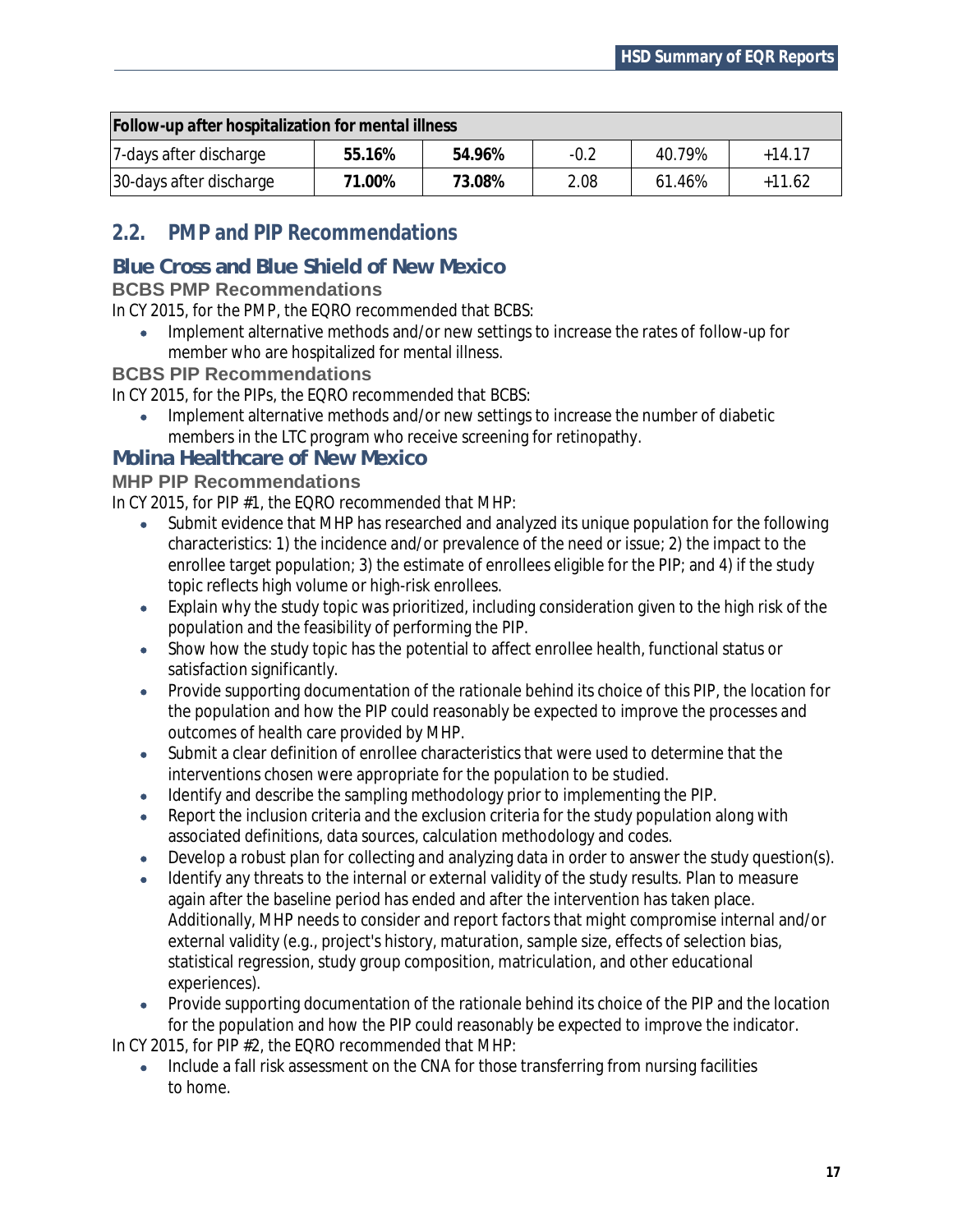| Follow-up after hospitalization for mental illness | | | | | |
|---|---|---|---|---|---|
| 7-days after discharge | **55.16%** | **54.96%** | -0.2 | 40.79% | +14.17 |
| 30-days after discharge | **71.00%** | **73.08%** | 2.08 | 61.46% | +11.62 |

## 2.2. PMP and PIP Recommendations

### Blue Cross and Blue Shield of New Mexico

#### BCBS PMP Recommendations

In CY 2015, for the PMP, the EQRO recommended that BCBS:

- Implement alternative methods and/or new settings to increase the rates of follow-up for member who are hospitalized for mental illness.

#### BCBS PIP Recommendations

In CY 2015, for the PIPs, the EQRO recommended that BCBS:

- Implement alternative methods and/or new settings to increase the number of diabetic members in the LTC program who receive screening for retinopathy.

### Molina Healthcare of New Mexico

#### MHP PIP Recommendations

In CY 2015, for PIP #1, the EQRO recommended that MHP:

- Submit evidence that MHP has researched and analyzed its unique population for the following characteristics: 1) the incidence and/or prevalence of the need or issue; 2) the impact to the enrollee target population; 3) the estimate of enrollees eligible for the PIP; and 4) if the study topic reflects high volume or high-risk enrollees.
- Explain why the study topic was prioritized, including consideration given to the high risk of the population and the feasibility of performing the PIP.
- Show how the study topic has the potential to affect enrollee health, functional status or satisfaction significantly.
- Provide supporting documentation of the rationale behind its choice of this PIP, the location for the population and how the PIP could reasonably be expected to improve the processes and outcomes of health care provided by MHP.
- Submit a clear definition of enrollee characteristics that were used to determine that the interventions chosen were appropriate for the population to be studied.
- Identify and describe the sampling methodology prior to implementing the PIP.
- Report the inclusion criteria and the exclusion criteria for the study population along with associated definitions, data sources, calculation methodology and codes.
- Develop a robust plan for collecting and analyzing data in order to answer the study question(s).
- Identify any threats to the internal or external validity of the study results. Plan to measure again after the baseline period has ended and after the intervention has taken place. Additionally, MHP needs to consider and report factors that might compromise internal and/or external validity (e.g., project's history, maturation, sample size, effects of selection bias, statistical regression, study group composition, matriculation, and other educational experiences).
- Provide supporting documentation of the rationale behind its choice of the PIP and the location for the population and how the PIP could reasonably be expected to improve the indicator.

In CY 2015, for PIP #2, the EQRO recommended that MHP:

- Include a fall risk assessment on the CNA for those transferring from nursing facilities to home.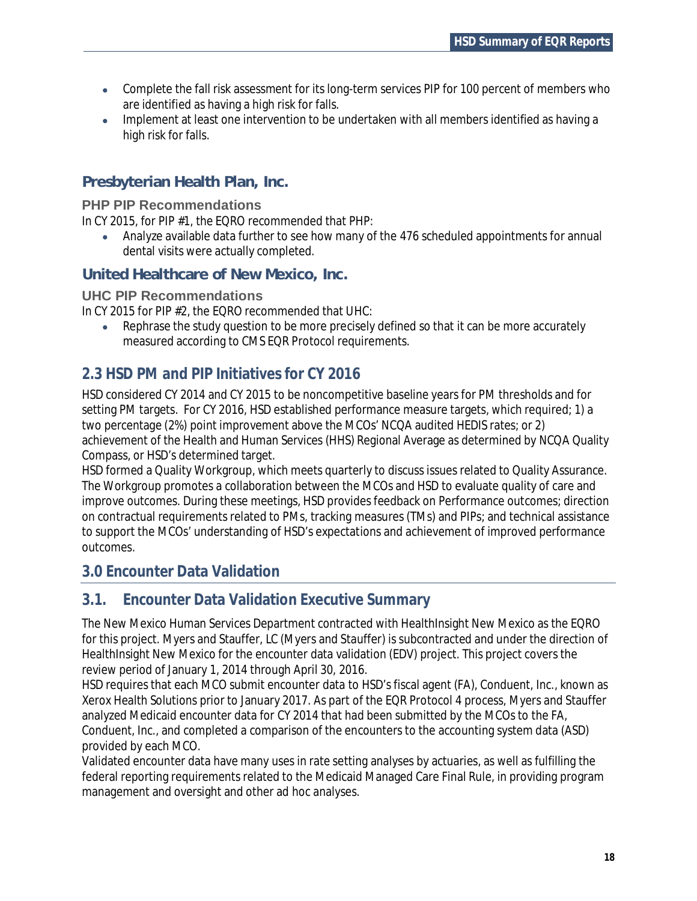- Complete the fall risk assessment for its long-term services PIP for 100 percent of members who are identified as having a high risk for falls.
- Implement at least one intervention to be undertaken with all members identified as having a high risk for falls.

### Presbyterian Health Plan, Inc.

#### PHP PIP Recommendations

In CY 2015, for PIP #1, the EQRO recommended that PHP:

- Analyze available data further to see how many of the 476 scheduled appointments for annual dental visits were actually completed.

### United Healthcare of New Mexico, Inc.

#### UHC PIP Recommendations

In CY 2015 for PIP #2, the EQRO recommended that UHC:

- Rephrase the study question to be more precisely defined so that it can be more accurately measured according to CMS EQR Protocol requirements.

## 2.3 HSD PM and PIP Initiatives for CY 2016

HSD considered CY 2014 and CY 2015 to be noncompetitive baseline years for PM thresholds and for setting PM targets. For CY 2016, HSD established performance measure targets, which required; 1) a two percentage (2%) point improvement above the MCOs' NCQA audited HEDIS rates; or 2) achievement of the Health and Human Services (HHS) Regional Average as determined by NCQA Quality Compass, or HSD's determined target.

HSD formed a Quality Workgroup, which meets quarterly to discuss issues related to Quality Assurance. The Workgroup promotes a collaboration between the MCOs and HSD to evaluate quality of care and improve outcomes. During these meetings, HSD provides feedback on Performance outcomes; direction on contractual requirements related to PMs, tracking measures (TMs) and PIPs; and technical assistance to support the MCOs' understanding of HSD's expectations and achievement of improved performance outcomes.

# 3.0 Encounter Data Validation

## 3.1. Encounter Data Validation Executive Summary

The New Mexico Human Services Department contracted with HealthInsight New Mexico as the EQRO for this project. Myers and Stauffer, LC (Myers and Stauffer) is subcontracted and under the direction of HealthInsight New Mexico for the encounter data validation (EDV) project. This project covers the review period of January 1, 2014 through April 30, 2016.

HSD requires that each MCO submit encounter data to HSD's fiscal agent (FA), Conduent, Inc., known as Xerox Health Solutions prior to January 2017. As part of the EQR Protocol 4 process, Myers and Stauffer analyzed Medicaid encounter data for CY 2014 that had been submitted by the MCOs to the FA, Conduent, Inc., and completed a comparison of the encounters to the accounting system data (ASD) provided by each MCO.

Validated encounter data have many uses in rate setting analyses by actuaries, as well as fulfilling the federal reporting requirements related to the Medicaid Managed Care Final Rule, in providing program management and oversight and other ad hoc analyses.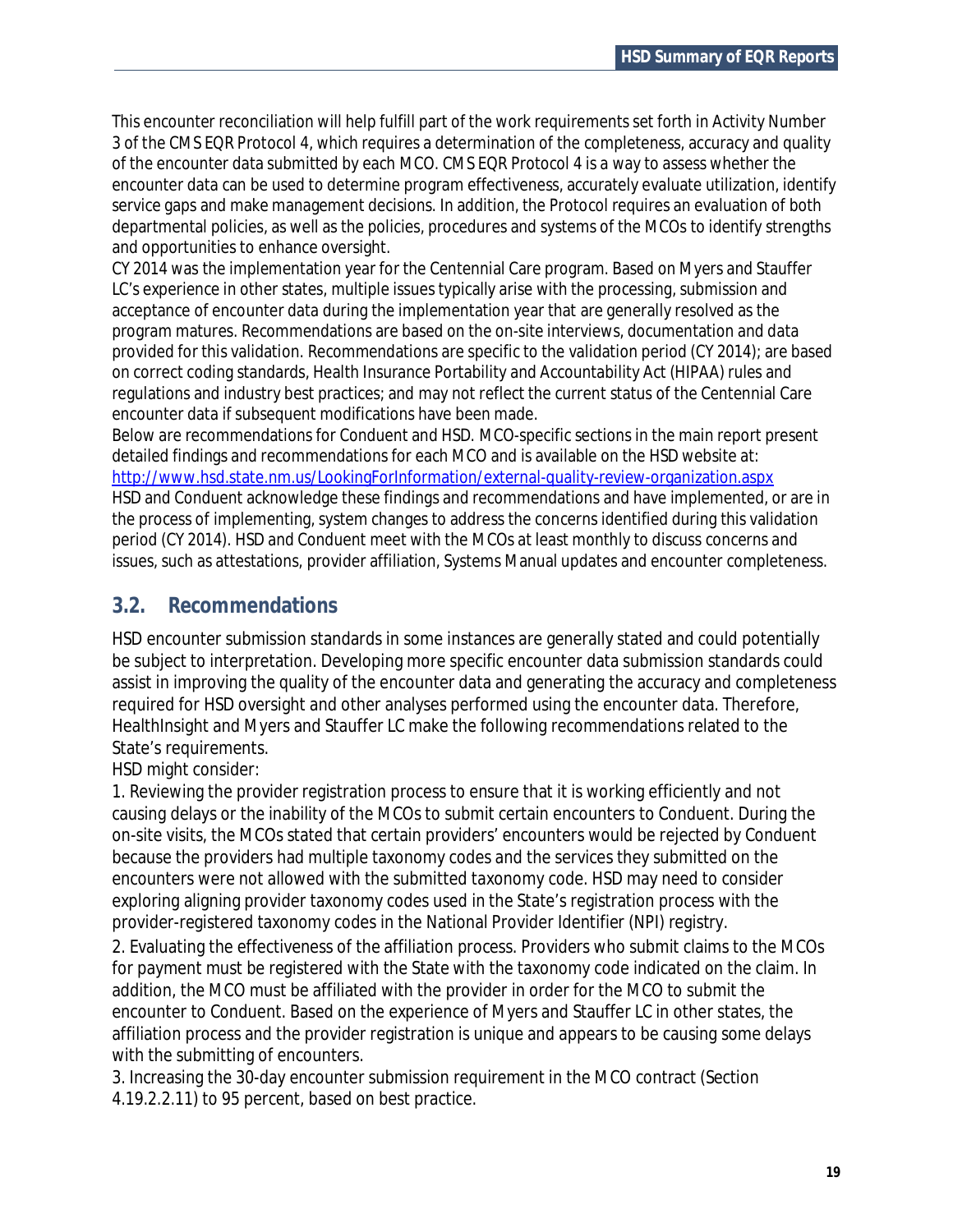This encounter reconciliation will help fulfill part of the work requirements set forth in Activity Number 3 of the CMS EQR Protocol 4, which requires a determination of the completeness, accuracy and quality of the encounter data submitted by each MCO. CMS EQR Protocol 4 is a way to assess whether the encounter data can be used to determine program effectiveness, accurately evaluate utilization, identify service gaps and make management decisions. In addition, the Protocol requires an evaluation of both departmental policies, as well as the policies, procedures and systems of the MCOs to identify strengths and opportunities to enhance oversight.

CY 2014 was the implementation year for the Centennial Care program. Based on Myers and Stauffer LC's experience in other states, multiple issues typically arise with the processing, submission and acceptance of encounter data during the implementation year that are generally resolved as the program matures. Recommendations are based on the on-site interviews, documentation and data provided for this validation. Recommendations are specific to the validation period (CY 2014); are based on correct coding standards, Health Insurance Portability and Accountability Act (HIPAA) rules and regulations and industry best practices; and may not reflect the current status of the Centennial Care encounter data if subsequent modifications have been made.

Below are recommendations for Conduent and HSD. MCO-specific sections in the main report present detailed findings and recommendations for each MCO and is available on the HSD website at: [http://www.hsd.state.nm.us/LookingForInformation/external-quality-review-organization.aspx](http://www.hsd.state.nm.us/LookingForInformation/external-quality-review-organization.aspx)

HSD and Conduent acknowledge these findings and recommendations and have implemented, or are in the process of implementing, system changes to address the concerns identified during this validation period (CY 2014). HSD and Conduent meet with the MCOs at least monthly to discuss concerns and issues, such as attestations, provider affiliation, Systems Manual updates and encounter completeness.

## 3.2. Recommendations

HSD encounter submission standards in some instances are generally stated and could potentially be subject to interpretation. Developing more specific encounter data submission standards could assist in improving the quality of the encounter data and generating the accuracy and completeness required for HSD oversight and other analyses performed using the encounter data. Therefore, HealthInsight and Myers and Stauffer LC make the following recommendations related to the State's requirements.

HSD might consider:

1. Reviewing the provider registration process to ensure that it is working efficiently and not causing delays or the inability of the MCOs to submit certain encounters to Conduent. During the on-site visits, the MCOs stated that certain providers' encounters would be rejected by Conduent because the providers had multiple taxonomy codes and the services they submitted on the encounters were not allowed with the submitted taxonomy code. HSD may need to consider exploring aligning provider taxonomy codes used in the State's registration process with the provider-registered taxonomy codes in the National Provider Identifier (NPI) registry.
2. Evaluating the effectiveness of the affiliation process. Providers who submit claims to the MCOs for payment must be registered with the State with the taxonomy code indicated on the claim. In addition, the MCO must be affiliated with the provider in order for the MCO to submit the encounter to Conduent. Based on the experience of Myers and Stauffer LC in other states, the affiliation process and the provider registration is unique and appears to be causing some delays with the submitting of encounters.
3. Increasing the 30-day encounter submission requirement in the MCO contract (Section 4.19.2.2.11) to 95 percent, based on best practice.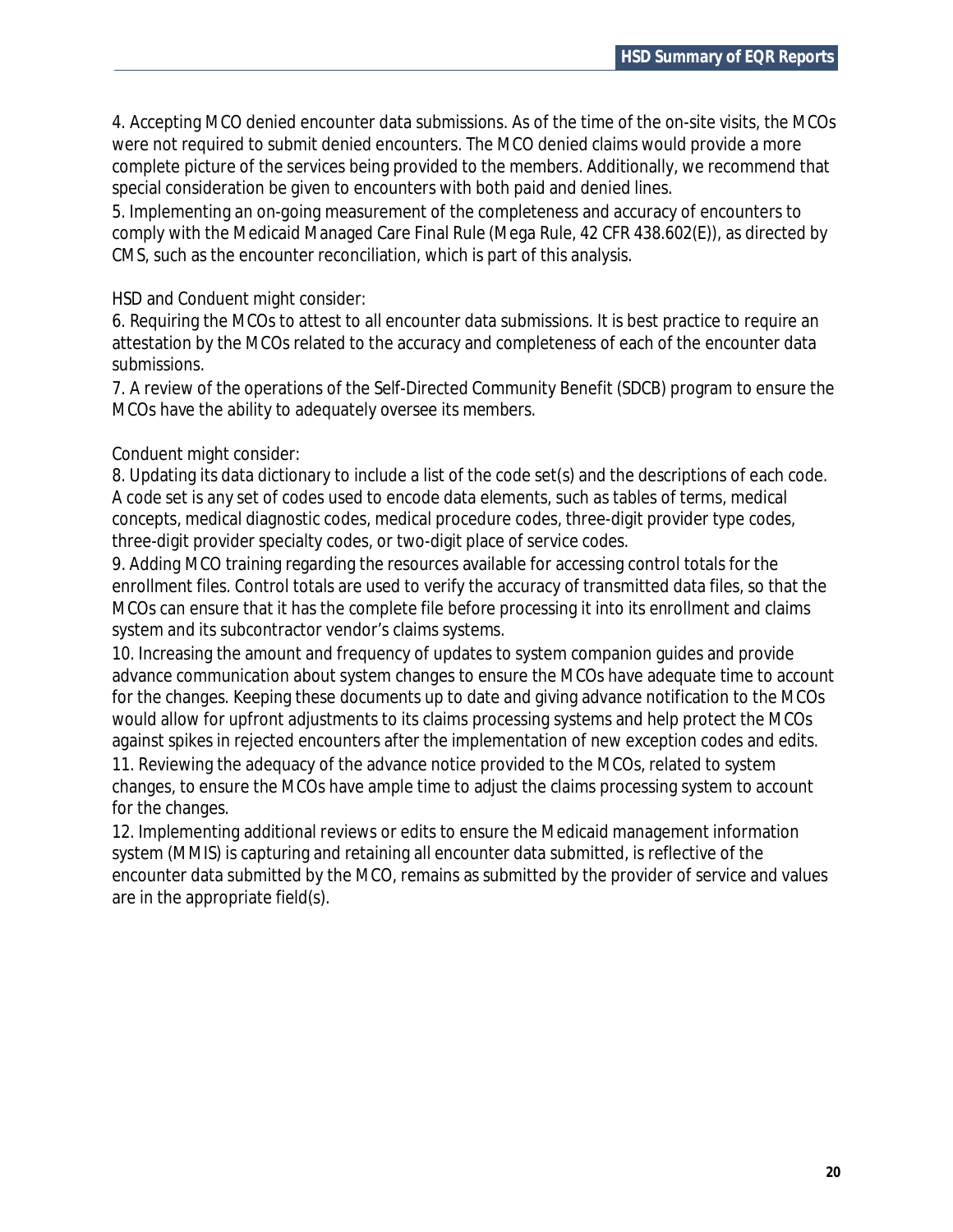4. Accepting MCO denied encounter data submissions. As of the time of the on-site visits, the MCOs were not required to submit denied encounters. The MCO denied claims would provide a more complete picture of the services being provided to the members. Additionally, we recommend that special consideration be given to encounters with both paid and denied lines.

5. Implementing an on-going measurement of the completeness and accuracy of encounters to comply with the Medicaid Managed Care Final Rule (Mega Rule, 42 CFR 438.602(E)), as directed by CMS, such as the encounter reconciliation, which is part of this analysis.

HSD and Conduent might consider:

6. Requiring the MCOs to attest to all encounter data submissions. It is best practice to require an attestation by the MCOs related to the accuracy and completeness of each of the encounter data submissions.

7. A review of the operations of the Self-Directed Community Benefit (SDCB) program to ensure the MCOs have the ability to adequately oversee its members.

Conduent might consider:

8. Updating its data dictionary to include a list of the code set(s) and the descriptions of each code. A code set is any set of codes used to encode data elements, such as tables of terms, medical concepts, medical diagnostic codes, medical procedure codes, three-digit provider type codes, three-digit provider specialty codes, or two-digit place of service codes.

9. Adding MCO training regarding the resources available for accessing control totals for the enrollment files. Control totals are used to verify the accuracy of transmitted data files, so that the MCOs can ensure that it has the complete file before processing it into its enrollment and claims system and its subcontractor vendor's claims systems.

10. Increasing the amount and frequency of updates to system companion guides and provide advance communication about system changes to ensure the MCOs have adequate time to account for the changes. Keeping these documents up to date and giving advance notification to the MCOs would allow for upfront adjustments to its claims processing systems and help protect the MCOs against spikes in rejected encounters after the implementation of new exception codes and edits.

11. Reviewing the adequacy of the advance notice provided to the MCOs, related to system changes, to ensure the MCOs have ample time to adjust the claims processing system to account for the changes.

12. Implementing additional reviews or edits to ensure the Medicaid management information system (MMIS) is capturing and retaining all encounter data submitted, is reflective of the encounter data submitted by the MCO, remains as submitted by the provider of service and values are in the appropriate field(s).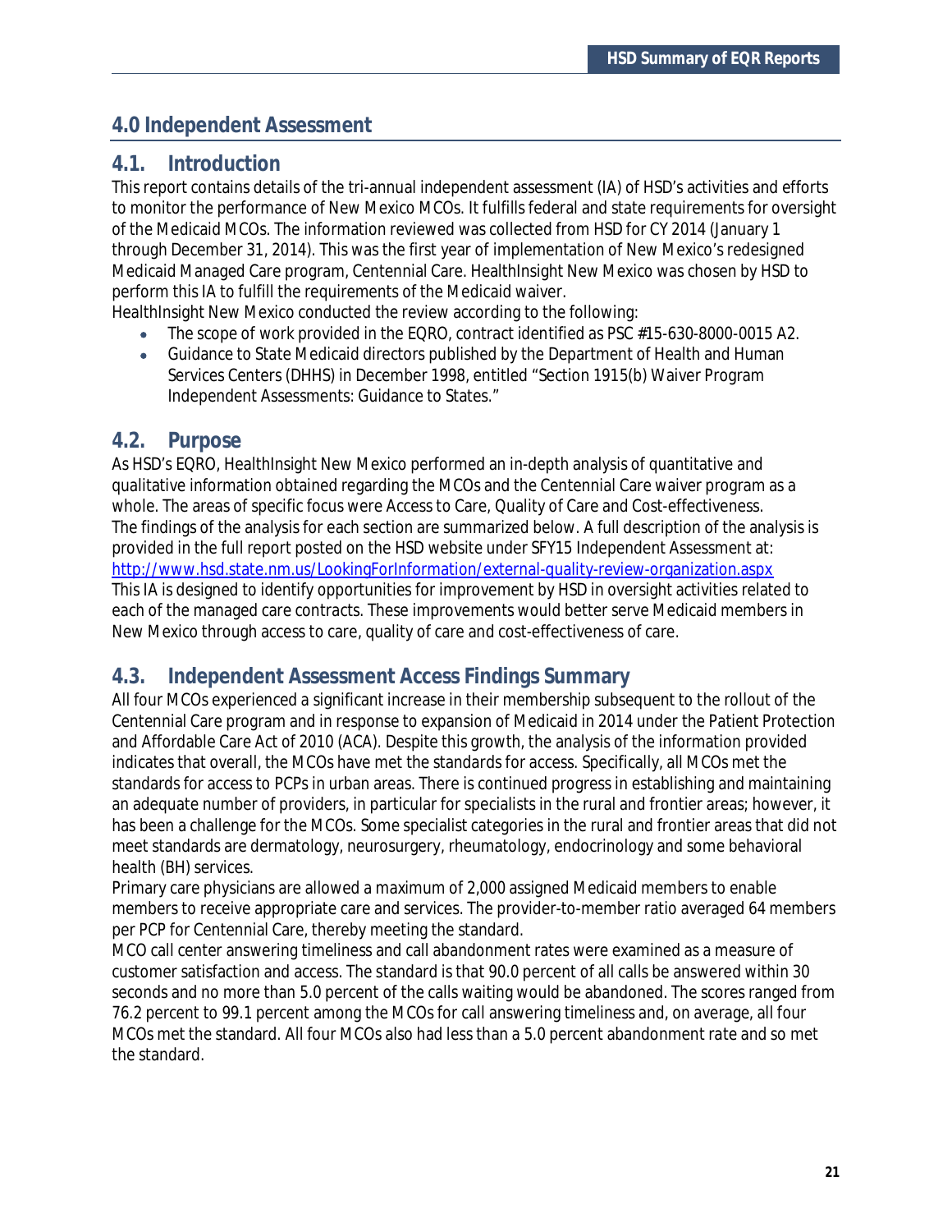## 4.0 Independent Assessment

### 4.1. Introduction

This report contains details of the tri-annual independent assessment (IA) of HSD's activities and efforts to monitor the performance of New Mexico MCOs. It fulfills federal and state requirements for oversight of the Medicaid MCOs. The information reviewed was collected from HSD for CY 2014 (January 1 through December 31, 2014). This was the first year of implementation of New Mexico's redesigned Medicaid Managed Care program, Centennial Care. HealthInsight New Mexico was chosen by HSD to perform this IA to fulfill the requirements of the Medicaid waiver.

HealthInsight New Mexico conducted the review according to the following:

- The scope of work provided in the EQRO, contract identified as PSC #15-630-8000-0015 A2.
- Guidance to State Medicaid directors published by the Department of Health and Human Services Centers (DHHS) in December 1998, entitled "Section 1915(b) Waiver Program Independent Assessments: Guidance to States."

### 4.2. Purpose

As HSD's EQRO, HealthInsight New Mexico performed an in-depth analysis of quantitative and qualitative information obtained regarding the MCOs and the Centennial Care waiver program as a whole. The areas of specific focus were Access to Care, Quality of Care and Cost-effectiveness.

The findings of the analysis for each section are summarized below. A full description of the analysis is provided in the full report posted on the HSD website under SFY15 Independent Assessment at: [http://www.hsd.state.nm.us/LookingForInformation/external-quality-review-organization.aspx](http://www.hsd.state.nm.us/LookingForInformation/external-quality-review-organization.aspx)

This IA is designed to identify opportunities for improvement by HSD in oversight activities related to each of the managed care contracts. These improvements would better serve Medicaid members in New Mexico through access to care, quality of care and cost-effectiveness of care.

### 4.3. Independent Assessment Access Findings Summary

All four MCOs experienced a significant increase in their membership subsequent to the rollout of the Centennial Care program and in response to expansion of Medicaid in 2014 under the Patient Protection and Affordable Care Act of 2010 (ACA). Despite this growth, the analysis of the information provided indicates that overall, the MCOs have met the standards for access. Specifically, all MCOs met the standards for access to PCPs in urban areas. There is continued progress in establishing and maintaining an adequate number of providers, in particular for specialists in the rural and frontier areas; however, it has been a challenge for the MCOs. Some specialist categories in the rural and frontier areas that did not meet standards are dermatology, neurosurgery, rheumatology, endocrinology and some behavioral health (BH) services.

Primary care physicians are allowed a maximum of 2,000 assigned Medicaid members to enable members to receive appropriate care and services. The provider-to-member ratio averaged 64 members per PCP for Centennial Care, thereby meeting the standard.

MCO call center answering timeliness and call abandonment rates were examined as a measure of customer satisfaction and access. The standard is that 90.0 percent of all calls be answered within 30 seconds and no more than 5.0 percent of the calls waiting would be abandoned. The scores ranged from 76.2 percent to 99.1 percent among the MCOs for call answering timeliness and, on average, all four MCOs met the standard. All four MCOs also had less than a 5.0 percent abandonment rate and so met the standard.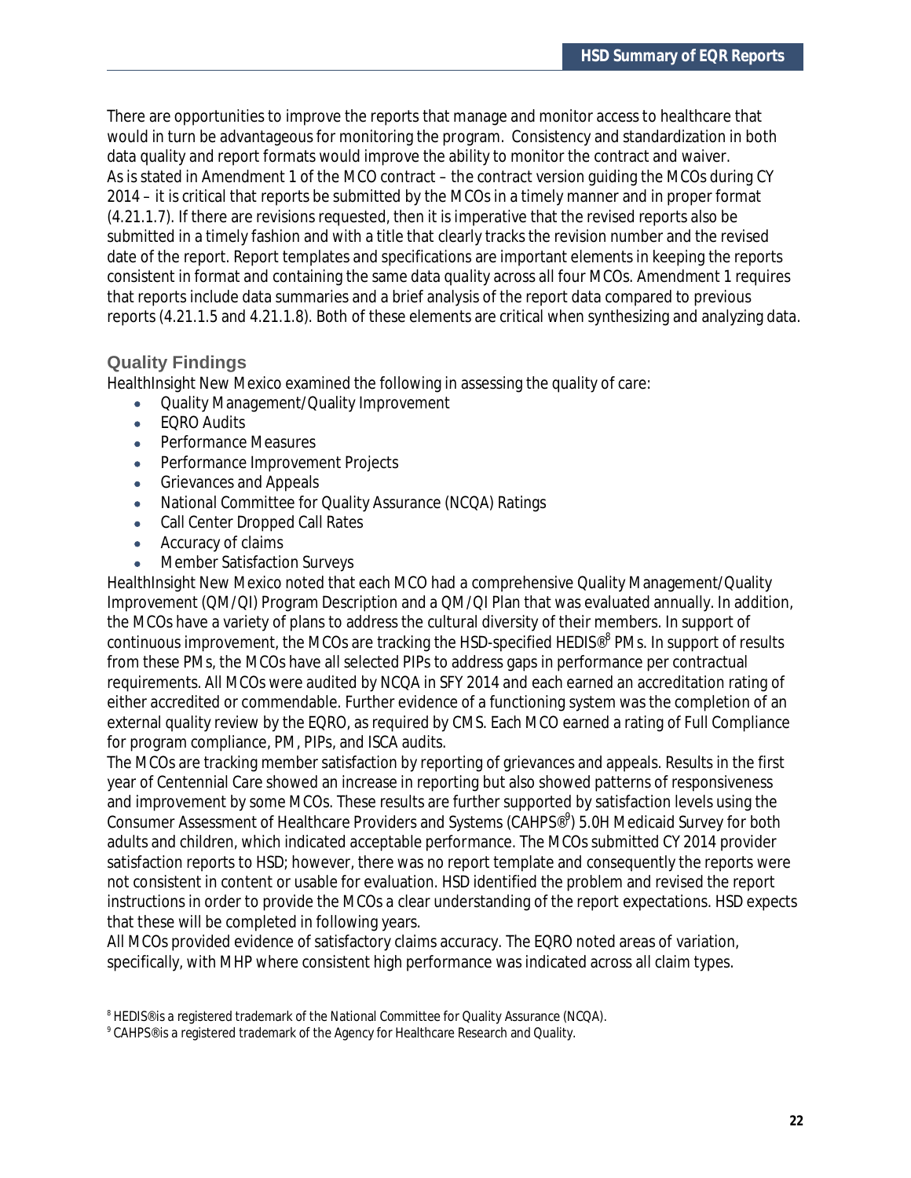There are opportunities to improve the reports that manage and monitor access to healthcare that would in turn be advantageous for monitoring the program. Consistency and standardization in both data quality and report formats would improve the ability to monitor the contract and waiver. As is stated in Amendment 1 of the MCO contract – the contract version guiding the MCOs during CY 2014 – it is critical that reports be submitted by the MCOs in a timely manner and in proper format (4.21.1.7). If there are revisions requested, then it is imperative that the revised reports also be submitted in a timely fashion and with a title that clearly tracks the revision number and the revised date of the report. Report templates and specifications are important elements in keeping the reports consistent in format and containing the same data quality across all four MCOs. Amendment 1 requires that reports include data summaries and a brief analysis of the report data compared to previous reports (4.21.1.5 and 4.21.1.8). Both of these elements are critical when synthesizing and analyzing data.

### Quality Findings

HealthInsight New Mexico examined the following in assessing the quality of care:

- Quality Management/Quality Improvement
- EQRO Audits
- Performance Measures
- Performance Improvement Projects
- Grievances and Appeals
- National Committee for Quality Assurance (NCQA) Ratings
- Call Center Dropped Call Rates
- Accuracy of claims
- Member Satisfaction Surveys

HealthInsight New Mexico noted that each MCO had a comprehensive Quality Management/Quality Improvement (QM/QI) Program Description and a QM/QI Plan that was evaluated annually. In addition, the MCOs have a variety of plans to address the cultural diversity of their members. In support of continuous improvement, the MCOs are tracking the HSD-specified HEDIS®[8] PMs. In support of results from these PMs, the MCOs have all selected PIPs to address gaps in performance per contractual requirements. All MCOs were audited by NCQA in SFY 2014 and each earned an accreditation rating of either accredited or commendable. Further evidence of a functioning system was the completion of an external quality review by the EQRO, as required by CMS. Each MCO earned a rating of Full Compliance for program compliance, PM, PIPs, and ISCA audits.

The MCOs are tracking member satisfaction by reporting of grievances and appeals. Results in the first year of Centennial Care showed an increase in reporting but also showed patterns of responsiveness and improvement by some MCOs. These results are further supported by satisfaction levels using the Consumer Assessment of Healthcare Providers and Systems (CAHPS®[9]) 5.0H Medicaid Survey for both adults and children, which indicated acceptable performance. The MCOs submitted CY 2014 provider satisfaction reports to HSD; however, there was no report template and consequently the reports were not consistent in content or usable for evaluation. HSD identified the problem and revised the report instructions in order to provide the MCOs a clear understanding of the report expectations. HSD expects that these will be completed in following years.

All MCOs provided evidence of satisfactory claims accuracy. The EQRO noted areas of variation, specifically, with MHP where consistent high performance was indicated across all claim types.

[8] HEDIS® is a registered trademark of the National Committee for Quality Assurance (NCQA).

[9] CAHPS® is a registered trademark of the Agency for Healthcare Research and Quality.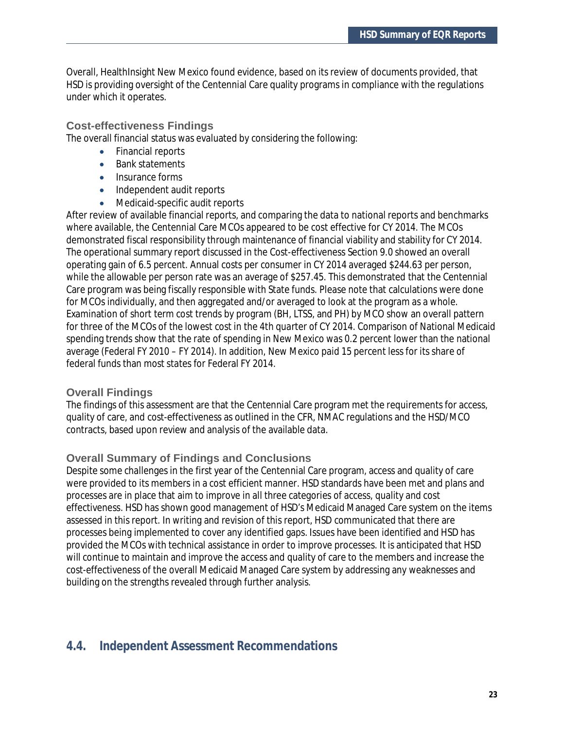Overall, HealthInsight New Mexico found evidence, based on its review of documents provided, that HSD is providing oversight of the Centennial Care quality programs in compliance with the regulations under which it operates.

### Cost-effectiveness Findings

The overall financial status was evaluated by considering the following:

- Financial reports
- Bank statements
- Insurance forms
- Independent audit reports
- Medicaid-specific audit reports

After review of available financial reports, and comparing the data to national reports and benchmarks where available, the Centennial Care MCOs appeared to be cost effective for CY 2014. The MCOs demonstrated fiscal responsibility through maintenance of financial viability and stability for CY 2014. The operational summary report discussed in the Cost-effectiveness Section 9.0 showed an overall operating gain of 6.5 percent. Annual costs per consumer in CY 2014 averaged $244.63 per person, while the allowable per person rate was an average of $257.45. This demonstrated that the Centennial Care program was being fiscally responsible with State funds. Please note that calculations were done for MCOs individually, and then aggregated and/or averaged to look at the program as a whole. Examination of short term cost trends by program (BH, LTSS, and PH) by MCO show an overall pattern for three of the MCOs of the lowest cost in the 4th quarter of CY 2014. Comparison of National Medicaid spending trends show that the rate of spending in New Mexico was 0.2 percent lower than the national average (Federal FY 2010 – FY 2014). In addition, New Mexico paid 15 percent less for its share of federal funds than most states for Federal FY 2014.

### Overall Findings

The findings of this assessment are that the Centennial Care program met the requirements for access, quality of care, and cost-effectiveness as outlined in the CFR, NMAC regulations and the HSD/MCO contracts, based upon review and analysis of the available data.

### Overall Summary of Findings and Conclusions

Despite some challenges in the first year of the Centennial Care program, access and quality of care were provided to its members in a cost efficient manner. HSD standards have been met and plans and processes are in place that aim to improve in all three categories of access, quality and cost effectiveness. HSD has shown good management of HSD's Medicaid Managed Care system on the items assessed in this report. In writing and revision of this report, HSD communicated that there are processes being implemented to cover any identified gaps. Issues have been identified and HSD has provided the MCOs with technical assistance in order to improve processes. It is anticipated that HSD will continue to maintain and improve the access and quality of care to the members and increase the cost-effectiveness of the overall Medicaid Managed Care system by addressing any weaknesses and building on the strengths revealed through further analysis.

## 4.4. Independent Assessment Recommendations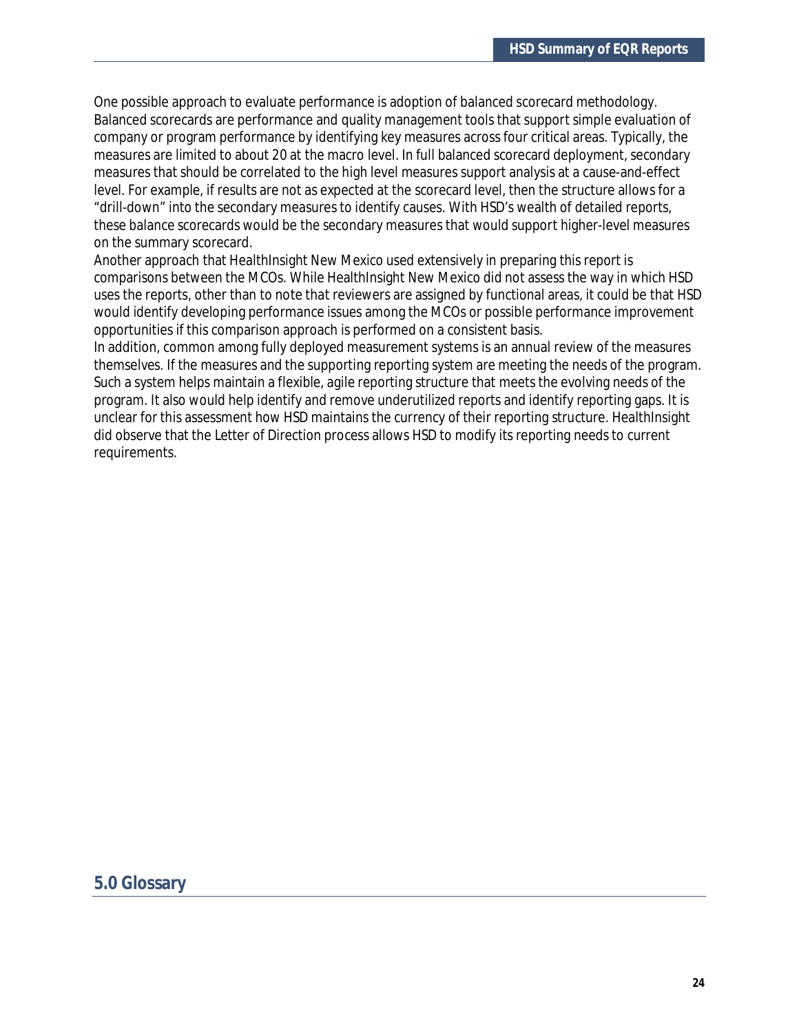One possible approach to evaluate performance is adoption of balanced scorecard methodology. Balanced scorecards are performance and quality management tools that support simple evaluation of company or program performance by identifying key measures across four critical areas. Typically, the measures are limited to about 20 at the macro level. In full balanced scorecard deployment, secondary measures that should be correlated to the high level measures support analysis at a cause-and-effect level. For example, if results are not as expected at the scorecard level, then the structure allows for a "drill-down" into the secondary measures to identify causes. With HSD's wealth of detailed reports, these balance scorecards would be the secondary measures that would support higher-level measures on the summary scorecard.

Another approach that HealthInsight New Mexico used extensively in preparing this report is comparisons between the MCOs. While HealthInsight New Mexico did not assess the way in which HSD uses the reports, other than to note that reviewers are assigned by functional areas, it could be that HSD would identify developing performance issues among the MCOs or possible performance improvement opportunities if this comparison approach is performed on a consistent basis.

In addition, common among fully deployed measurement systems is an annual review of the measures themselves. If the measures and the supporting reporting system are meeting the needs of the program. Such a system helps maintain a flexible, agile reporting structure that meets the evolving needs of the program. It also would help identify and remove underutilized reports and identify reporting gaps. It is unclear for this assessment how HSD maintains the currency of their reporting structure. HealthInsight did observe that the Letter of Direction process allows HSD to modify its reporting needs to current requirements.

## 5.0 Glossary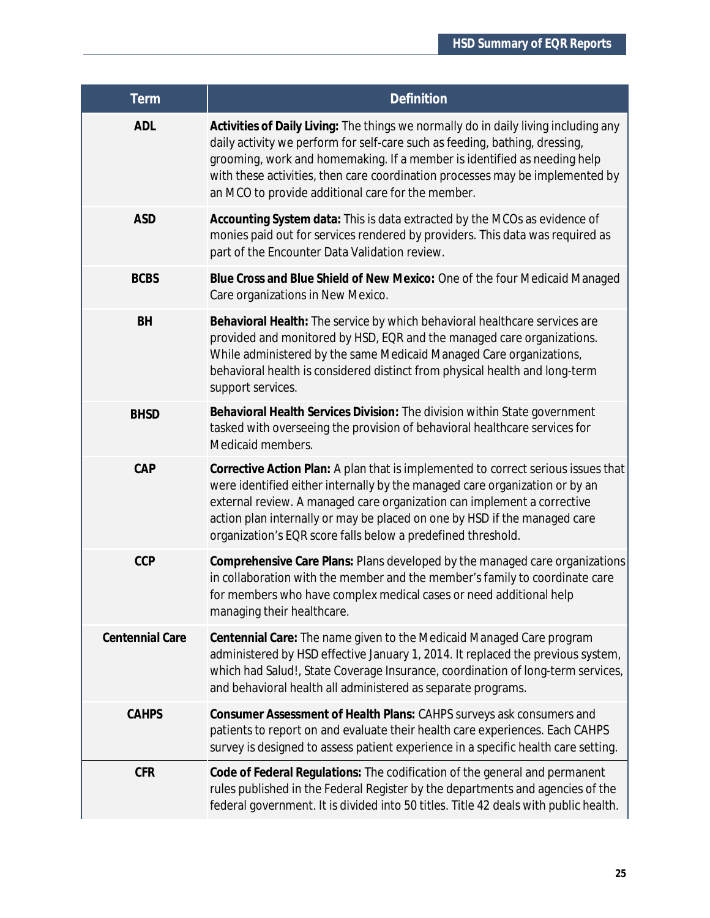| Term | Definition |
| --- | --- |
| ADL | **Activities of Daily Living:** The things we normally do in daily living including any daily activity we perform for self-care such as feeding, bathing, dressing, grooming, work and homemaking. If a member is identified as needing help with these activities, then care coordination processes may be implemented by an MCO to provide additional care for the member. |
| ASD | **Accounting System data:** This is data extracted by the MCOs as evidence of monies paid out for services rendered by providers. This data was required as part of the Encounter Data Validation review. |
| BCBS | **Blue Cross and Blue Shield of New Mexico:** One of the four Medicaid Managed Care organizations in New Mexico. |
| BH | **Behavioral Health:** The service by which behavioral healthcare services are provided and monitored by HSD, EQR and the managed care organizations. While administered by the same Medicaid Managed Care organizations, behavioral health is considered distinct from physical health and long-term support services. |
| BHSD | **Behavioral Health Services Division:** The division within State government tasked with overseeing the provision of behavioral healthcare services for Medicaid members. |
| CAP | **Corrective Action Plan:** A plan that is implemented to correct serious issues that were identified either internally by the managed care organization or by an external review. A managed care organization can implement a corrective action plan internally or may be placed on one by HSD if the managed care organization's EQR score falls below a predefined threshold. |
| CCP | **Comprehensive Care Plans:** Plans developed by the managed care organizations in collaboration with the member and the member's family to coordinate care for members who have complex medical cases or need additional help managing their healthcare. |
| Centennial Care | **Centennial Care:** The name given to the Medicaid Managed Care program administered by HSD effective January 1, 2014. It replaced the previous system, which had Salud!, State Coverage Insurance, coordination of long-term services, and behavioral health all administered as separate programs. |
| CAHPS | **Consumer Assessment of Health Plans:** CAHPS surveys ask consumers and patients to report on and evaluate their health care experiences. Each CAHPS survey is designed to assess patient experience in a specific health care setting. |
| CFR | **Code of Federal Regulations:** The codification of the general and permanent rules published in the Federal Register by the departments and agencies of the federal government. It is divided into 50 titles. Title 42 deals with public health. |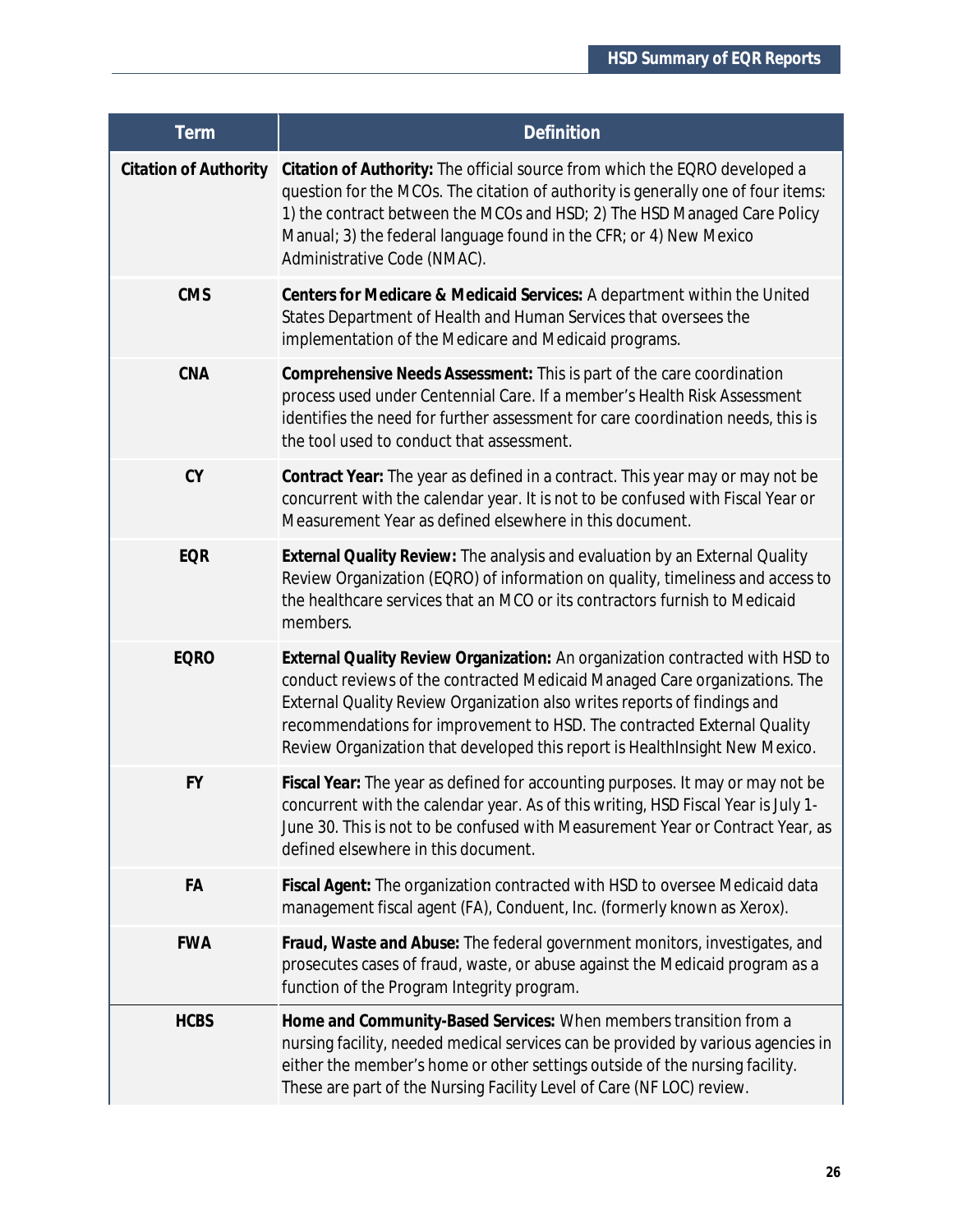| Term | Definition |
|---|---|
| Citation of Authority | **Citation of Authority:** The official source from which the EQRO developed a question for the MCOs. The citation of authority is generally one of four items: 1) the contract between the MCOs and HSD; 2) The HSD Managed Care Policy Manual; 3) the federal language found in the CFR; or 4) New Mexico Administrative Code (NMAC). |
| CMS | **Centers for Medicare & Medicaid Services:** A department within the United States Department of Health and Human Services that oversees the implementation of the Medicare and Medicaid programs. |
| CNA | **Comprehensive Needs Assessment:** This is part of the care coordination process used under Centennial Care. If a member's Health Risk Assessment identifies the need for further assessment for care coordination needs, this is the tool used to conduct that assessment. |
| CY | **Contract Year:** The year as defined in a contract. This year may or may not be concurrent with the calendar year. It is not to be confused with Fiscal Year or Measurement Year as defined elsewhere in this document. |
| EQR | **External Quality Review:** The analysis and evaluation by an External Quality Review Organization (EQRO) of information on quality, timeliness and access to the healthcare services that an MCO or its contractors furnish to Medicaid members. |
| EQRO | **External Quality Review Organization:** An organization contracted with HSD to conduct reviews of the contracted Medicaid Managed Care organizations. The External Quality Review Organization also writes reports of findings and recommendations for improvement to HSD. The contracted External Quality Review Organization that developed this report is HealthInsight New Mexico. |
| FY | **Fiscal Year:** The year as defined for accounting purposes. It may or may not be concurrent with the calendar year. As of this writing, HSD Fiscal Year is July 1-June 30. This is not to be confused with Measurement Year or Contract Year, as defined elsewhere in this document. |
| FA | **Fiscal Agent:** The organization contracted with HSD to oversee Medicaid data management fiscal agent (FA), Conduent, Inc. (formerly known as Xerox). |
| FWA | **Fraud, Waste and Abuse:** The federal government monitors, investigates, and prosecutes cases of fraud, waste, or abuse against the Medicaid program as a function of the Program Integrity program. |
| HCBS | **Home and Community-Based Services:** When members transition from a nursing facility, needed medical services can be provided by various agencies in either the member's home or other settings outside of the nursing facility. These are part of the Nursing Facility Level of Care (NF LOC) review. |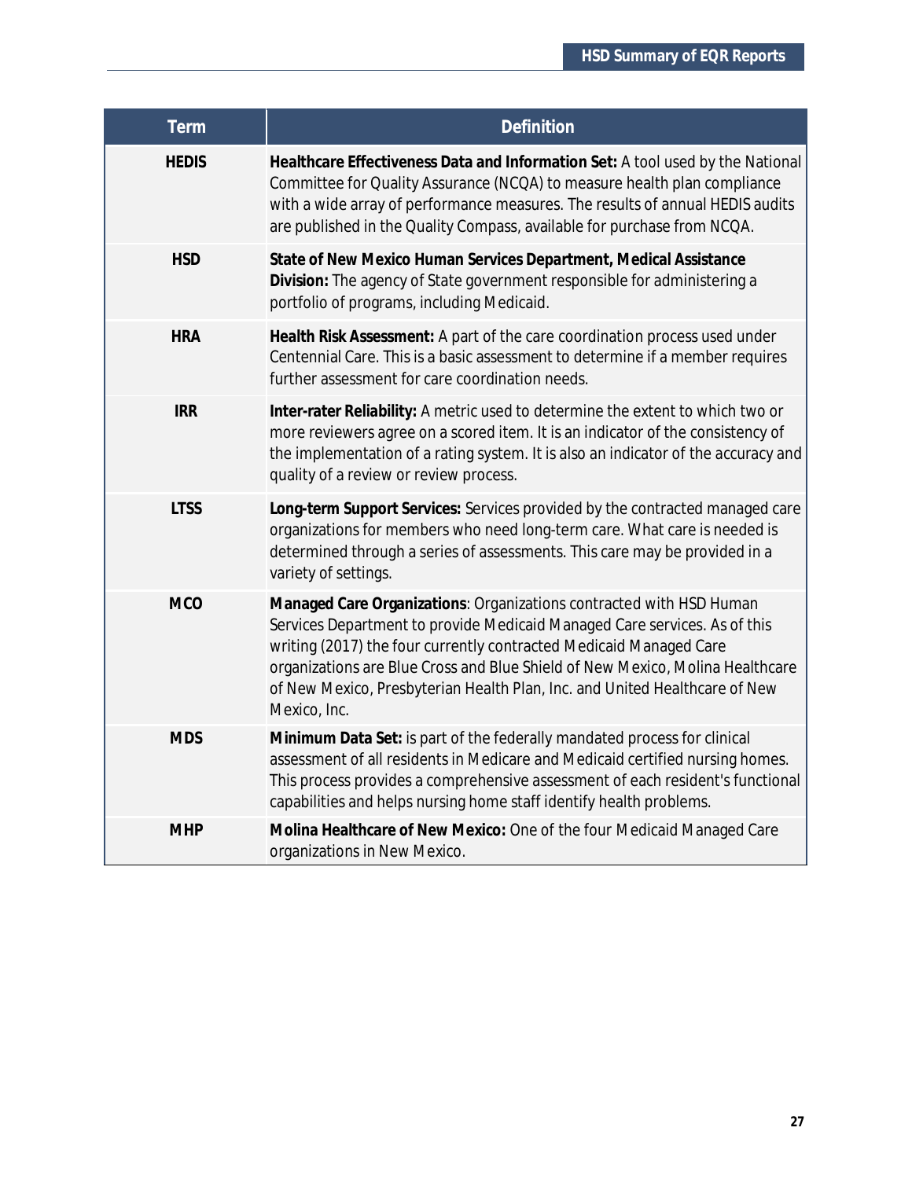| Term | Definition |
| --- | --- |
| HEDIS | **Healthcare Effectiveness Data and Information Set:** A tool used by the National Committee for Quality Assurance (NCQA) to measure health plan compliance with a wide array of performance measures. The results of annual HEDIS audits are published in the Quality Compass, available for purchase from NCQA. |
| HSD | **State of New Mexico Human Services Department, Medical Assistance Division:** The agency of State government responsible for administering a portfolio of programs, including Medicaid. |
| HRA | **Health Risk Assessment:** A part of the care coordination process used under Centennial Care. This is a basic assessment to determine if a member requires further assessment for care coordination needs. |
| IRR | **Inter-rater Reliability:** A metric used to determine the extent to which two or more reviewers agree on a scored item. It is an indicator of the consistency of the implementation of a rating system. It is also an indicator of the accuracy and quality of a review or review process. |
| LTSS | **Long-term Support Services:** Services provided by the contracted managed care organizations for members who need long-term care. What care is needed is determined through a series of assessments. This care may be provided in a variety of settings. |
| MCO | **Managed Care Organizations**: Organizations contracted with HSD Human Services Department to provide Medicaid Managed Care services. As of this writing (2017) the four currently contracted Medicaid Managed Care organizations are Blue Cross and Blue Shield of New Mexico, Molina Healthcare of New Mexico, Presbyterian Health Plan, Inc. and United Healthcare of New Mexico, Inc. |
| MDS | **Minimum Data Set:** is part of the federally mandated process for clinical assessment of all residents in Medicare and Medicaid certified nursing homes. This process provides a comprehensive assessment of each resident's functional capabilities and helps nursing home staff identify health problems. |
| MHP | **Molina Healthcare of New Mexico:** One of the four Medicaid Managed Care organizations in New Mexico. |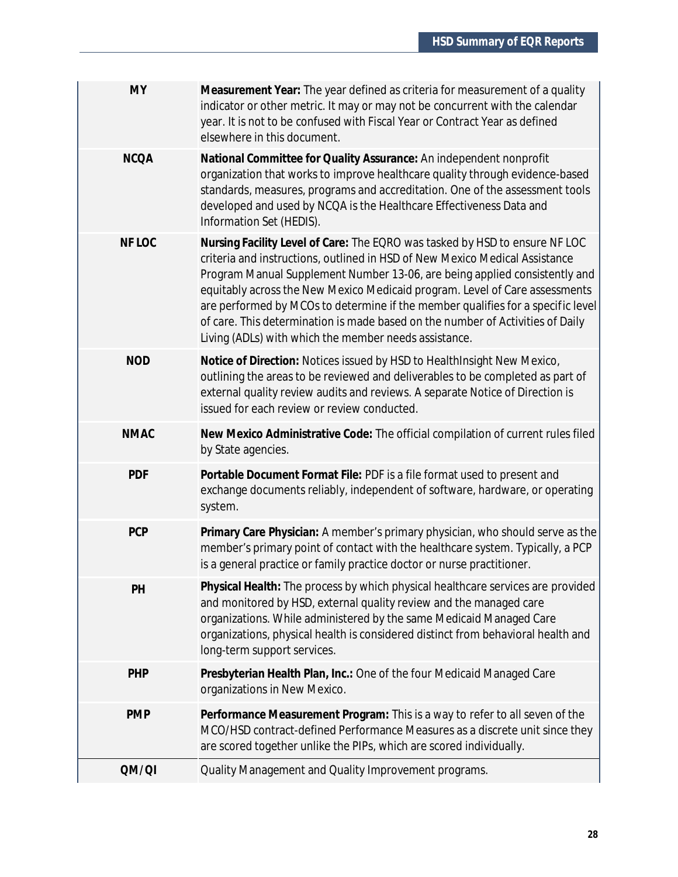| | |
|---|---|
| **MY** | **Measurement Year:** The year defined as criteria for measurement of a quality indicator or other metric. It may or may not be concurrent with the calendar year. It is not to be confused with Fiscal Year or Contract Year as defined elsewhere in this document. |
| **NCQA** | **National Committee for Quality Assurance:** An independent nonprofit organization that works to improve healthcare quality through evidence-based standards, measures, programs and accreditation. One of the assessment tools developed and used by NCQA is the Healthcare Effectiveness Data and Information Set (HEDIS). |
| **NF LOC** | **Nursing Facility Level of Care:** The EQRO was tasked by HSD to ensure NF LOC criteria and instructions, outlined in HSD of New Mexico Medical Assistance Program Manual Supplement Number 13-06, are being applied consistently and equitably across the New Mexico Medicaid program. Level of Care assessments are performed by MCOs to determine if the member qualifies for a specific level of care. This determination is made based on the number of Activities of Daily Living (ADLs) with which the member needs assistance. |
| **NOD** | **Notice of Direction:** Notices issued by HSD to HealthInsight New Mexico, outlining the areas to be reviewed and deliverables to be completed as part of external quality review audits and reviews. A separate Notice of Direction is issued for each review or review conducted. |
| **NMAC** | **New Mexico Administrative Code:** The official compilation of current rules filed by State agencies. |
| **PDF** | **Portable Document Format File:** PDF is a file format used to present and exchange documents reliably, independent of software, hardware, or operating system. |
| **PCP** | **Primary Care Physician:** A member's primary physician, who should serve as the member's primary point of contact with the healthcare system. Typically, a PCP is a general practice or family practice doctor or nurse practitioner. |
| **PH** | **Physical Health:** The process by which physical healthcare services are provided and monitored by HSD, external quality review and the managed care organizations. While administered by the same Medicaid Managed Care organizations, physical health is considered distinct from behavioral health and long-term support services. |
| **PHP** | **Presbyterian Health Plan, Inc.:** One of the four Medicaid Managed Care organizations in New Mexico. |
| **PMP** | **Performance Measurement Program:** This is a way to refer to all seven of the MCO/HSD contract-defined Performance Measures as a discrete unit since they are scored together unlike the PIPs, which are scored individually. |
| **QM/QI** | Quality Management and Quality Improvement programs. |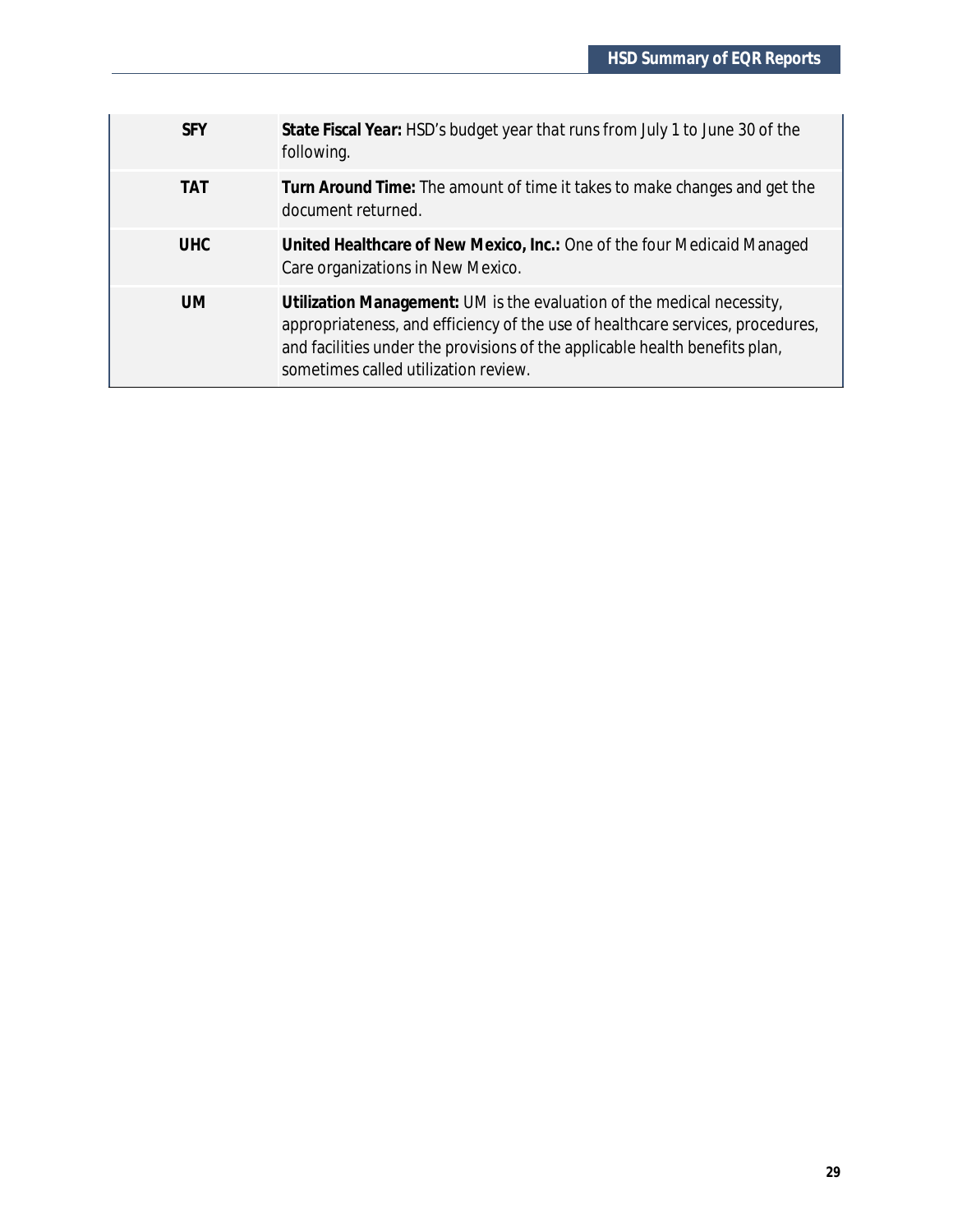| | |
|---|---|
| SFY | **State Fiscal Year:** HSD's budget year that runs from July 1 to June 30 of the following. |
| TAT | **Turn Around Time:** The amount of time it takes to make changes and get the document returned. |
| UHC | **United Healthcare of New Mexico, Inc.:** One of the four Medicaid Managed Care organizations in New Mexico. |
| UM | **Utilization Management:** UM is the evaluation of the medical necessity, appropriateness, and efficiency of the use of healthcare services, procedures, and facilities under the provisions of the applicable health benefits plan, sometimes called utilization review. |